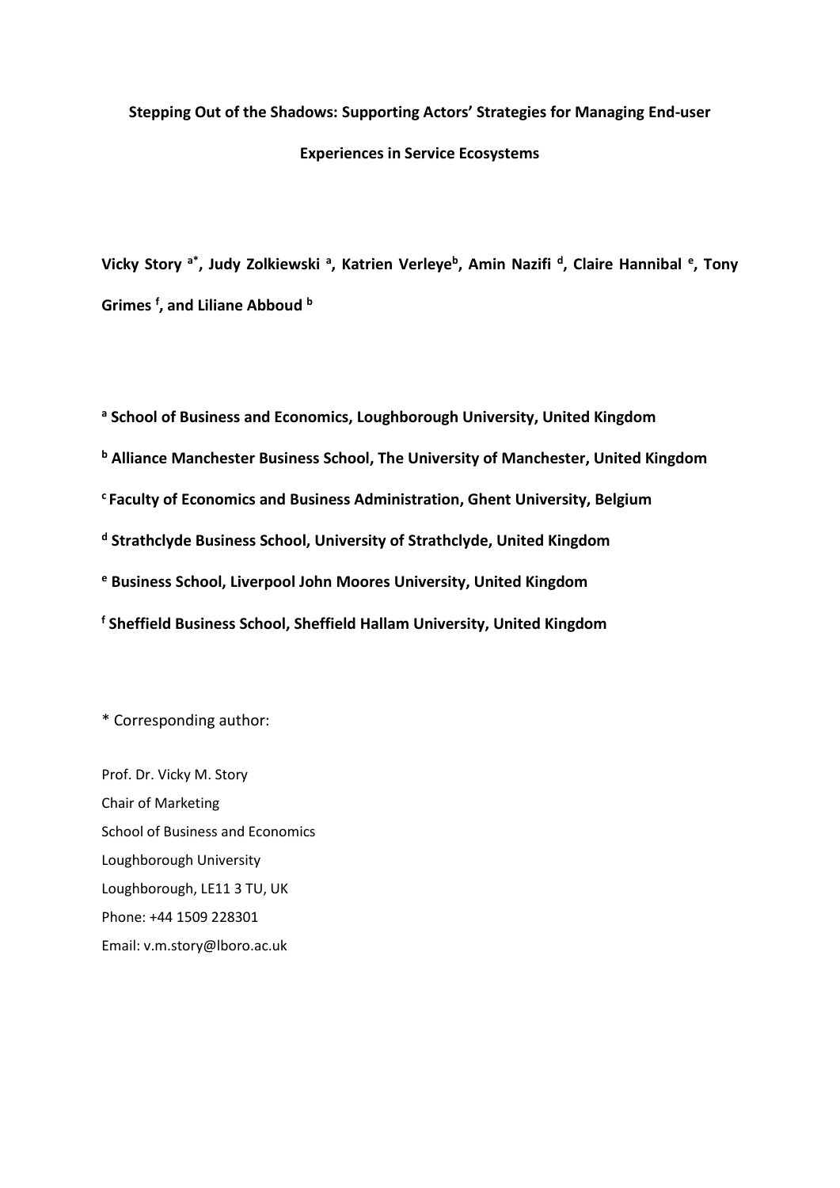**Stepping Out of the Shadows: Supporting Actors' Strategies for Managing End-user Experiences in Service Ecosystems**

**Vicky Story [a*], Judy Zolkiewski [a], Katrien Verleye[b], Amin Nazifi [d], Claire Hannibal [e], Tony Grimes [f], and Liliane Abboud [b]**

**[a] School of Business and Economics, Loughborough University, United Kingdom**

**[b] Alliance Manchester Business School, The University of Manchester, United Kingdom**

**[c] Faculty of Economics and Business Administration, Ghent University, Belgium**

**[d] Strathclyde Business School, University of Strathclyde, United Kingdom**

**[e] Business School, Liverpool John Moores University, United Kingdom**

**[f] Sheffield Business School, Sheffield Hallam University, United Kingdom**

* Corresponding author:

Prof. Dr. Vicky M. Story
Chair of Marketing
School of Business and Economics
Loughborough University
Loughborough, LE11 3 TU, UK
Phone: +44 1509 228301
Email: v.m.story@lboro.ac.uk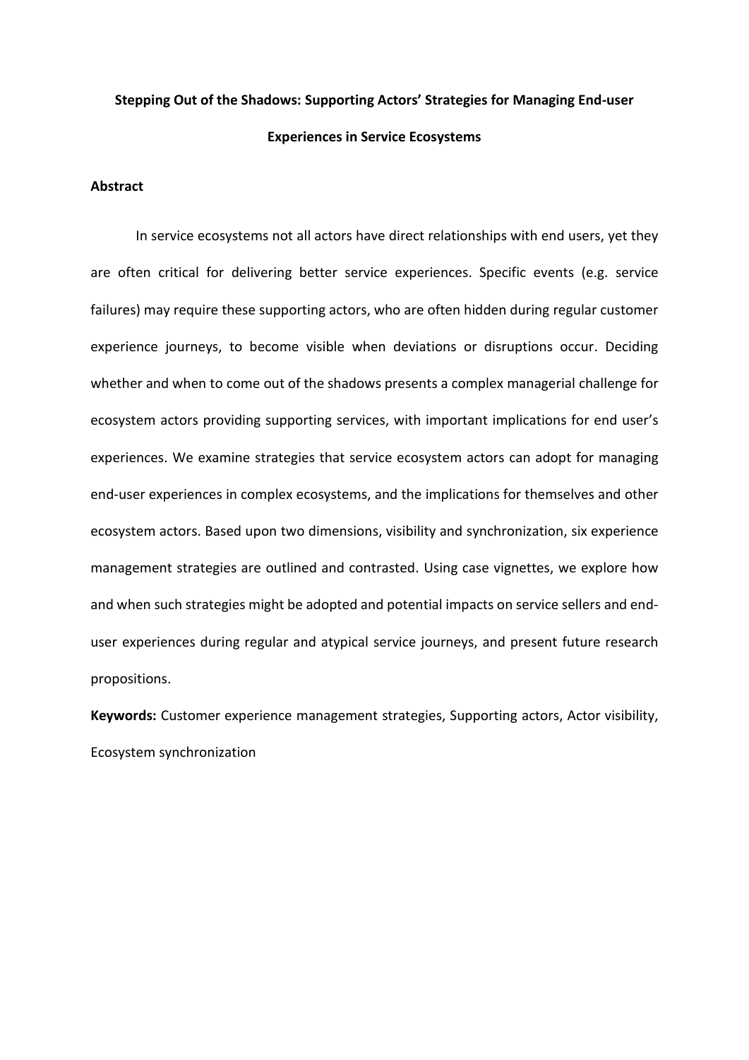# Stepping Out of the Shadows: Supporting Actors' Strategies for Managing End-user Experiences in Service Ecosystems

## Abstract

In service ecosystems not all actors have direct relationships with end users, yet they are often critical for delivering better service experiences. Specific events (e.g. service failures) may require these supporting actors, who are often hidden during regular customer experience journeys, to become visible when deviations or disruptions occur. Deciding whether and when to come out of the shadows presents a complex managerial challenge for ecosystem actors providing supporting services, with important implications for end user's experiences. We examine strategies that service ecosystem actors can adopt for managing end-user experiences in complex ecosystems, and the implications for themselves and other ecosystem actors. Based upon two dimensions, visibility and synchronization, six experience management strategies are outlined and contrasted. Using case vignettes, we explore how and when such strategies might be adopted and potential impacts on service sellers and end-user experiences during regular and atypical service journeys, and present future research propositions.

**Keywords:** Customer experience management strategies, Supporting actors, Actor visibility, Ecosystem synchronization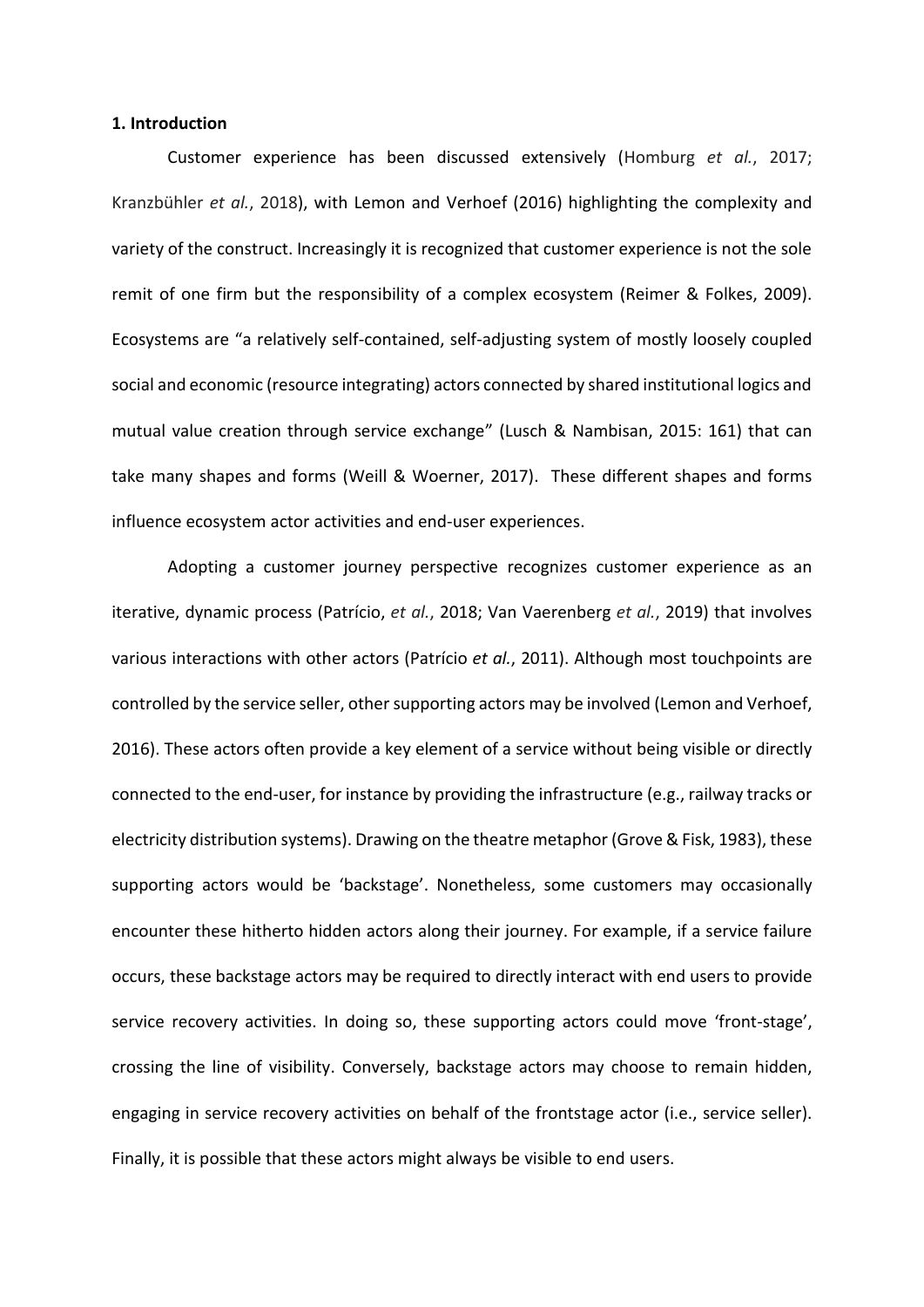**1. Introduction**

Customer experience has been discussed extensively (Homburg *et al.*, 2017; Kranzbühler *et al.*, 2018), with Lemon and Verhoef (2016) highlighting the complexity and variety of the construct. Increasingly it is recognized that customer experience is not the sole remit of one firm but the responsibility of a complex ecosystem (Reimer & Folkes, 2009). Ecosystems are "a relatively self-contained, self-adjusting system of mostly loosely coupled social and economic (resource integrating) actors connected by shared institutional logics and mutual value creation through service exchange" (Lusch & Nambisan, 2015: 161) that can take many shapes and forms (Weill & Woerner, 2017). These different shapes and forms influence ecosystem actor activities and end-user experiences.

Adopting a customer journey perspective recognizes customer experience as an iterative, dynamic process (Patrício, *et al.*, 2018; Van Vaerenberg *et al.*, 2019) that involves various interactions with other actors (Patrício *et al.*, 2011). Although most touchpoints are controlled by the service seller, other supporting actors may be involved (Lemon and Verhoef, 2016). These actors often provide a key element of a service without being visible or directly connected to the end-user, for instance by providing the infrastructure (e.g., railway tracks or electricity distribution systems). Drawing on the theatre metaphor (Grove & Fisk, 1983), these supporting actors would be 'backstage'. Nonetheless, some customers may occasionally encounter these hitherto hidden actors along their journey. For example, if a service failure occurs, these backstage actors may be required to directly interact with end users to provide service recovery activities. In doing so, these supporting actors could move 'front-stage', crossing the line of visibility. Conversely, backstage actors may choose to remain hidden, engaging in service recovery activities on behalf of the frontstage actor (i.e., service seller). Finally, it is possible that these actors might always be visible to end users.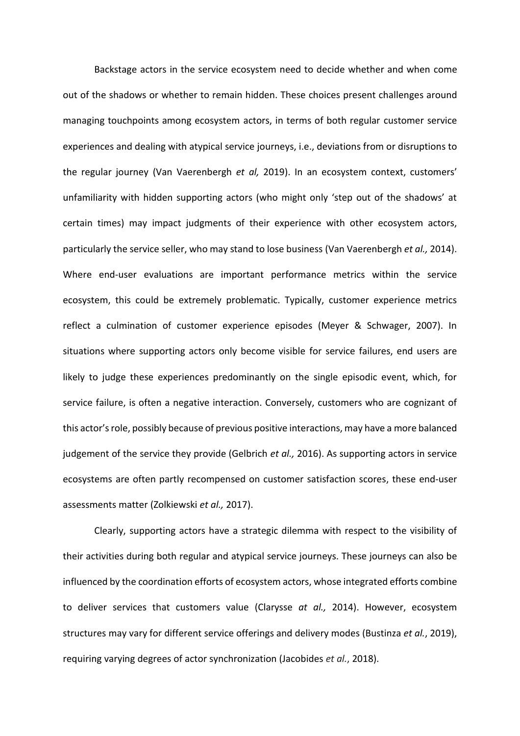Backstage actors in the service ecosystem need to decide whether and when come out of the shadows or whether to remain hidden. These choices present challenges around managing touchpoints among ecosystem actors, in terms of both regular customer service experiences and dealing with atypical service journeys, i.e., deviations from or disruptions to the regular journey (Van Vaerenbergh *et al,* 2019). In an ecosystem context, customers' unfamiliarity with hidden supporting actors (who might only 'step out of the shadows' at certain times) may impact judgments of their experience with other ecosystem actors, particularly the service seller, who may stand to lose business (Van Vaerenbergh *et al.,* 2014). Where end-user evaluations are important performance metrics within the service ecosystem, this could be extremely problematic. Typically, customer experience metrics reflect a culmination of customer experience episodes (Meyer & Schwager, 2007). In situations where supporting actors only become visible for service failures, end users are likely to judge these experiences predominantly on the single episodic event, which, for service failure, is often a negative interaction. Conversely, customers who are cognizant of this actor's role, possibly because of previous positive interactions, may have a more balanced judgement of the service they provide (Gelbrich *et al.,* 2016). As supporting actors in service ecosystems are often partly recompensed on customer satisfaction scores, these end-user assessments matter (Zolkiewski *et al.,* 2017).

Clearly, supporting actors have a strategic dilemma with respect to the visibility of their activities during both regular and atypical service journeys. These journeys can also be influenced by the coordination efforts of ecosystem actors, whose integrated efforts combine to deliver services that customers value (Clarysse *at al.,* 2014). However, ecosystem structures may vary for different service offerings and delivery modes (Bustinza *et al.*, 2019), requiring varying degrees of actor synchronization (Jacobides *et al.*, 2018).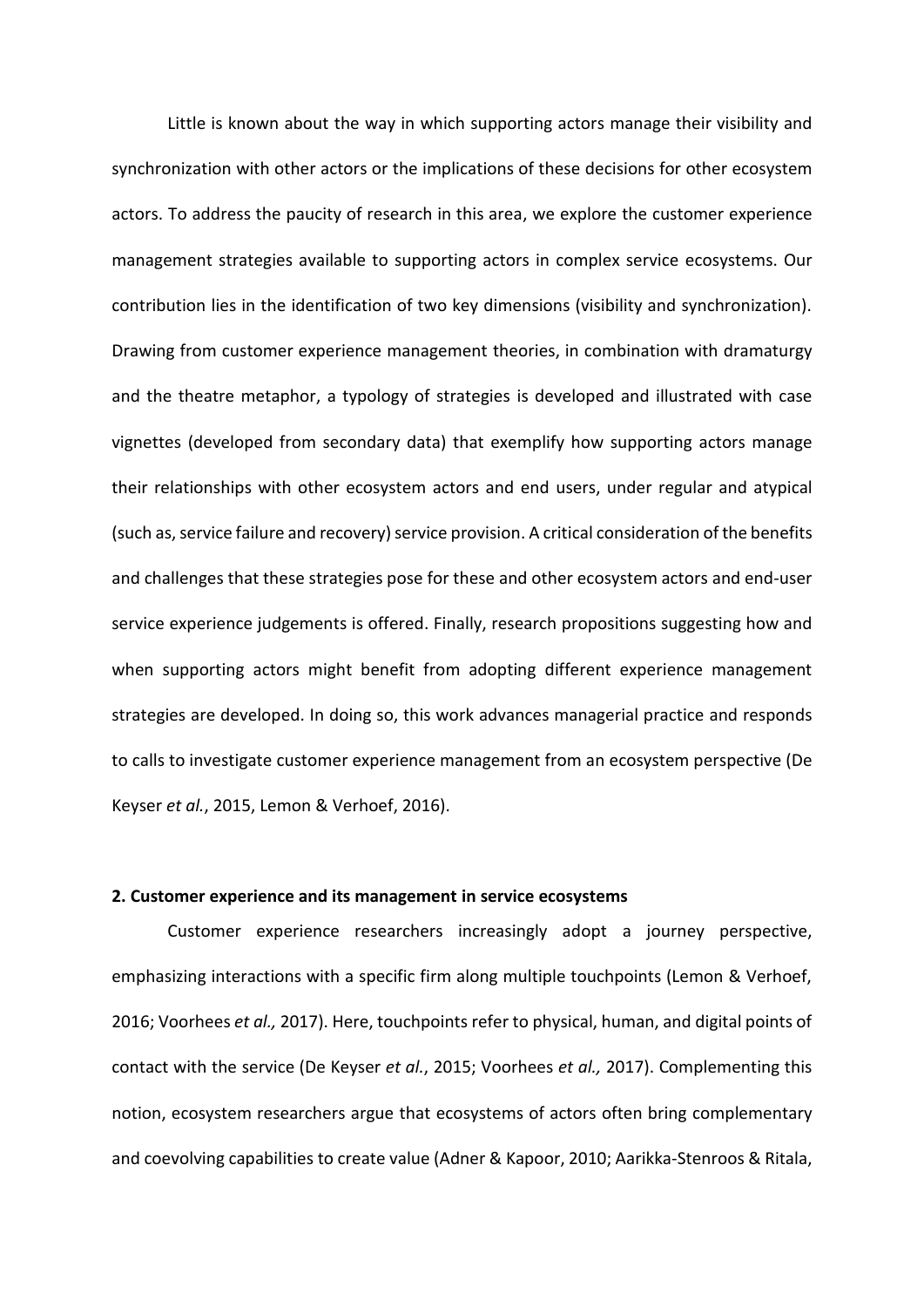Little is known about the way in which supporting actors manage their visibility and synchronization with other actors or the implications of these decisions for other ecosystem actors. To address the paucity of research in this area, we explore the customer experience management strategies available to supporting actors in complex service ecosystems. Our contribution lies in the identification of two key dimensions (visibility and synchronization). Drawing from customer experience management theories, in combination with dramaturgy and the theatre metaphor, a typology of strategies is developed and illustrated with case vignettes (developed from secondary data) that exemplify how supporting actors manage their relationships with other ecosystem actors and end users, under regular and atypical (such as, service failure and recovery) service provision. A critical consideration of the benefits and challenges that these strategies pose for these and other ecosystem actors and end-user service experience judgements is offered. Finally, research propositions suggesting how and when supporting actors might benefit from adopting different experience management strategies are developed. In doing so, this work advances managerial practice and responds to calls to investigate customer experience management from an ecosystem perspective (De Keyser *et al.*, 2015, Lemon & Verhoef, 2016).

## 2. Customer experience and its management in service ecosystems

Customer experience researchers increasingly adopt a journey perspective, emphasizing interactions with a specific firm along multiple touchpoints (Lemon & Verhoef, 2016; Voorhees *et al.,* 2017). Here, touchpoints refer to physical, human, and digital points of contact with the service (De Keyser *et al.*, 2015; Voorhees *et al.,* 2017). Complementing this notion, ecosystem researchers argue that ecosystems of actors often bring complementary and coevolving capabilities to create value (Adner & Kapoor, 2010; Aarikka-Stenroos & Ritala,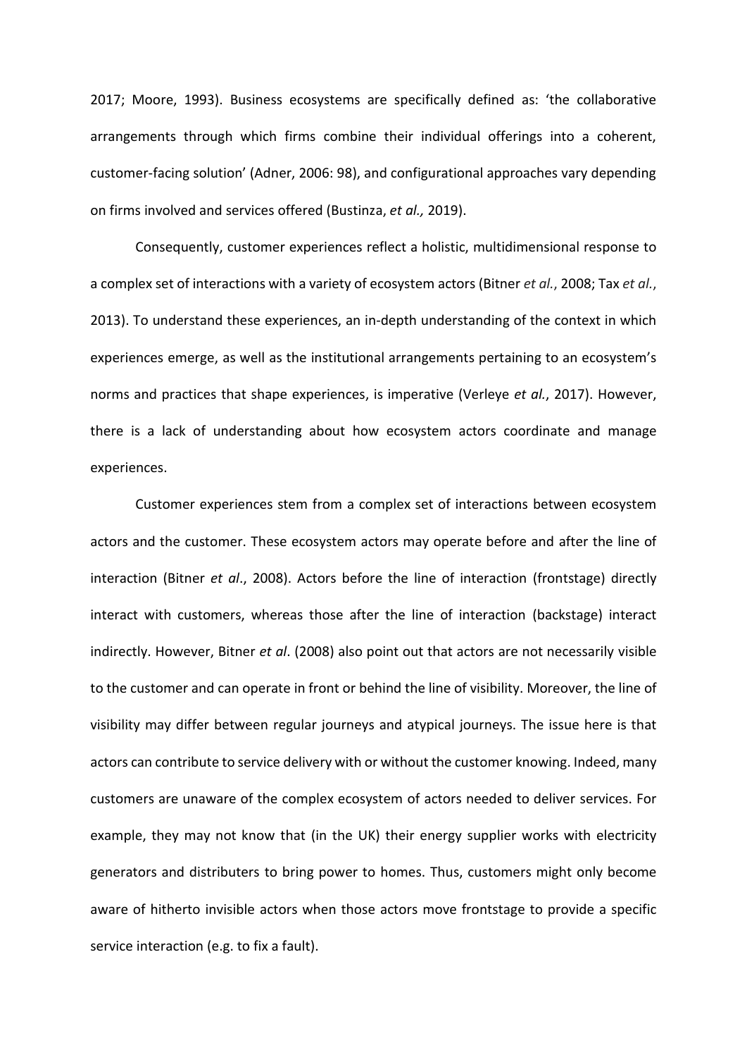2017; Moore, 1993). Business ecosystems are specifically defined as: 'the collaborative arrangements through which firms combine their individual offerings into a coherent, customer-facing solution' (Adner, 2006: 98), and configurational approaches vary depending on firms involved and services offered (Bustinza, *et al.,* 2019).

Consequently, customer experiences reflect a holistic, multidimensional response to a complex set of interactions with a variety of ecosystem actors (Bitner *et al.*, 2008; Tax *et al.*, 2013). To understand these experiences, an in-depth understanding of the context in which experiences emerge, as well as the institutional arrangements pertaining to an ecosystem's norms and practices that shape experiences, is imperative (Verleye *et al.*, 2017). However, there is a lack of understanding about how ecosystem actors coordinate and manage experiences.

Customer experiences stem from a complex set of interactions between ecosystem actors and the customer. These ecosystem actors may operate before and after the line of interaction (Bitner *et al*., 2008). Actors before the line of interaction (frontstage) directly interact with customers, whereas those after the line of interaction (backstage) interact indirectly. However, Bitner *et al*. (2008) also point out that actors are not necessarily visible to the customer and can operate in front or behind the line of visibility. Moreover, the line of visibility may differ between regular journeys and atypical journeys. The issue here is that actors can contribute to service delivery with or without the customer knowing. Indeed, many customers are unaware of the complex ecosystem of actors needed to deliver services. For example, they may not know that (in the UK) their energy supplier works with electricity generators and distributers to bring power to homes. Thus, customers might only become aware of hitherto invisible actors when those actors move frontstage to provide a specific service interaction (e.g. to fix a fault).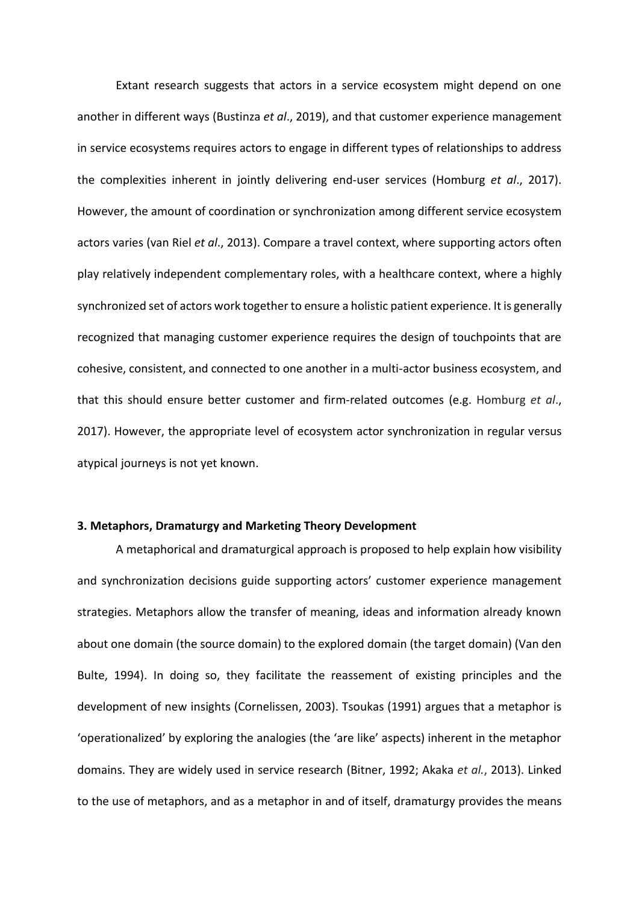Extant research suggests that actors in a service ecosystem might depend on one another in different ways (Bustinza *et al*., 2019), and that customer experience management in service ecosystems requires actors to engage in different types of relationships to address the complexities inherent in jointly delivering end-user services (Homburg *et al*., 2017). However, the amount of coordination or synchronization among different service ecosystem actors varies (van Riel *et al*., 2013). Compare a travel context, where supporting actors often play relatively independent complementary roles, with a healthcare context, where a highly synchronized set of actors work together to ensure a holistic patient experience. It is generally recognized that managing customer experience requires the design of touchpoints that are cohesive, consistent, and connected to one another in a multi-actor business ecosystem, and that this should ensure better customer and firm-related outcomes (e.g. Homburg *et al*., 2017). However, the appropriate level of ecosystem actor synchronization in regular versus atypical journeys is not yet known.

### 3. Metaphors, Dramaturgy and Marketing Theory Development

A metaphorical and dramaturgical approach is proposed to help explain how visibility and synchronization decisions guide supporting actors' customer experience management strategies. Metaphors allow the transfer of meaning, ideas and information already known about one domain (the source domain) to the explored domain (the target domain) (Van den Bulte, 1994). In doing so, they facilitate the reassement of existing principles and the development of new insights (Cornelissen, 2003). Tsoukas (1991) argues that a metaphor is 'operationalized' by exploring the analogies (the 'are like' aspects) inherent in the metaphor domains. They are widely used in service research (Bitner, 1992; Akaka *et al.*, 2013). Linked to the use of metaphors, and as a metaphor in and of itself, dramaturgy provides the means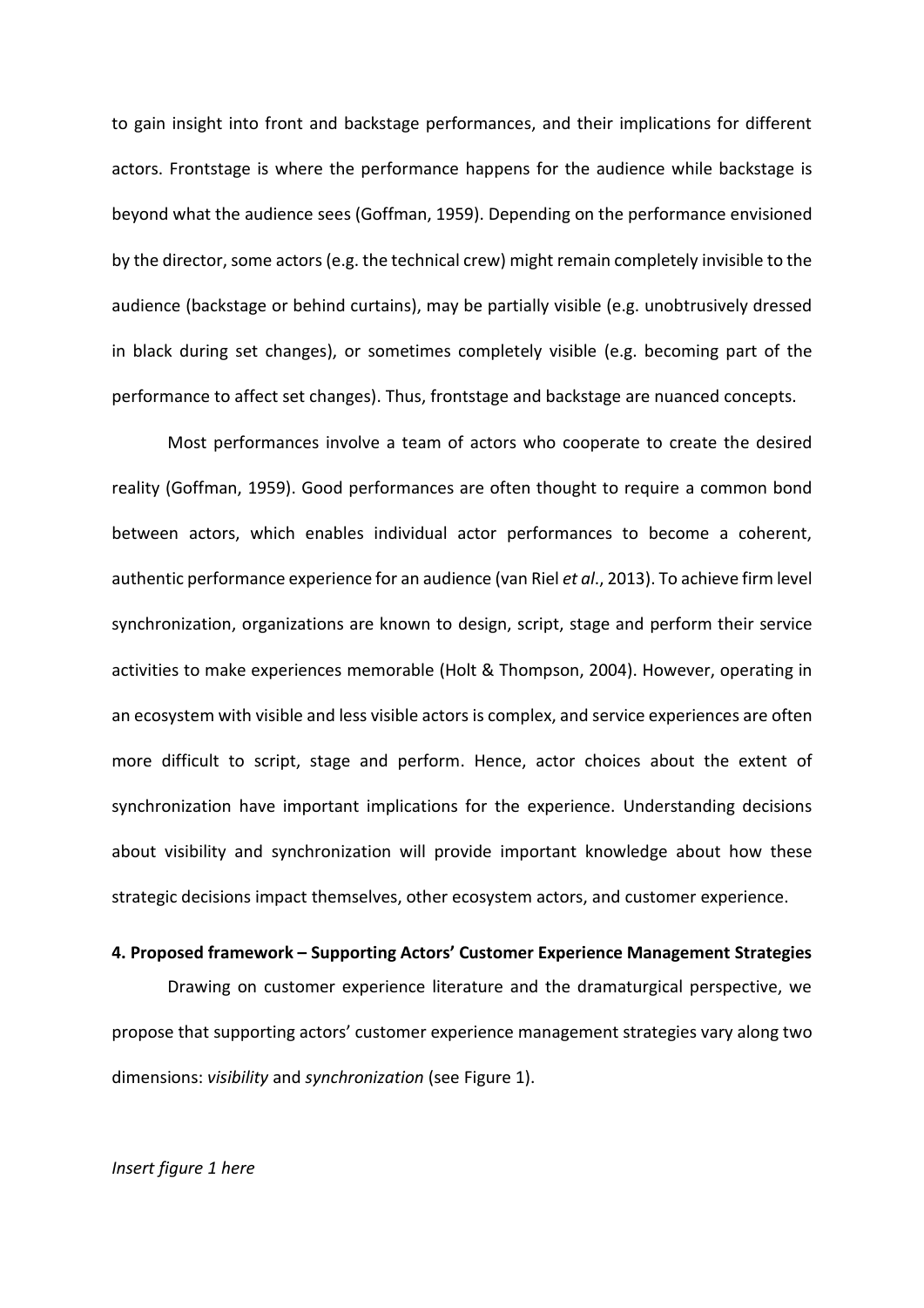to gain insight into front and backstage performances, and their implications for different actors. Frontstage is where the performance happens for the audience while backstage is beyond what the audience sees (Goffman, 1959). Depending on the performance envisioned by the director, some actors (e.g. the technical crew) might remain completely invisible to the audience (backstage or behind curtains), may be partially visible (e.g. unobtrusively dressed in black during set changes), or sometimes completely visible (e.g. becoming part of the performance to affect set changes). Thus, frontstage and backstage are nuanced concepts.

Most performances involve a team of actors who cooperate to create the desired reality (Goffman, 1959). Good performances are often thought to require a common bond between actors, which enables individual actor performances to become a coherent, authentic performance experience for an audience (van Riel *et al*., 2013). To achieve firm level synchronization, organizations are known to design, script, stage and perform their service activities to make experiences memorable (Holt & Thompson, 2004). However, operating in an ecosystem with visible and less visible actors is complex, and service experiences are often more difficult to script, stage and perform. Hence, actor choices about the extent of synchronization have important implications for the experience. Understanding decisions about visibility and synchronization will provide important knowledge about how these strategic decisions impact themselves, other ecosystem actors, and customer experience.

**4. Proposed framework – Supporting Actors' Customer Experience Management Strategies**

Drawing on customer experience literature and the dramaturgical perspective, we propose that supporting actors' customer experience management strategies vary along two dimensions: *visibility* and *synchronization* (see Figure 1).

*Insert figure 1 here*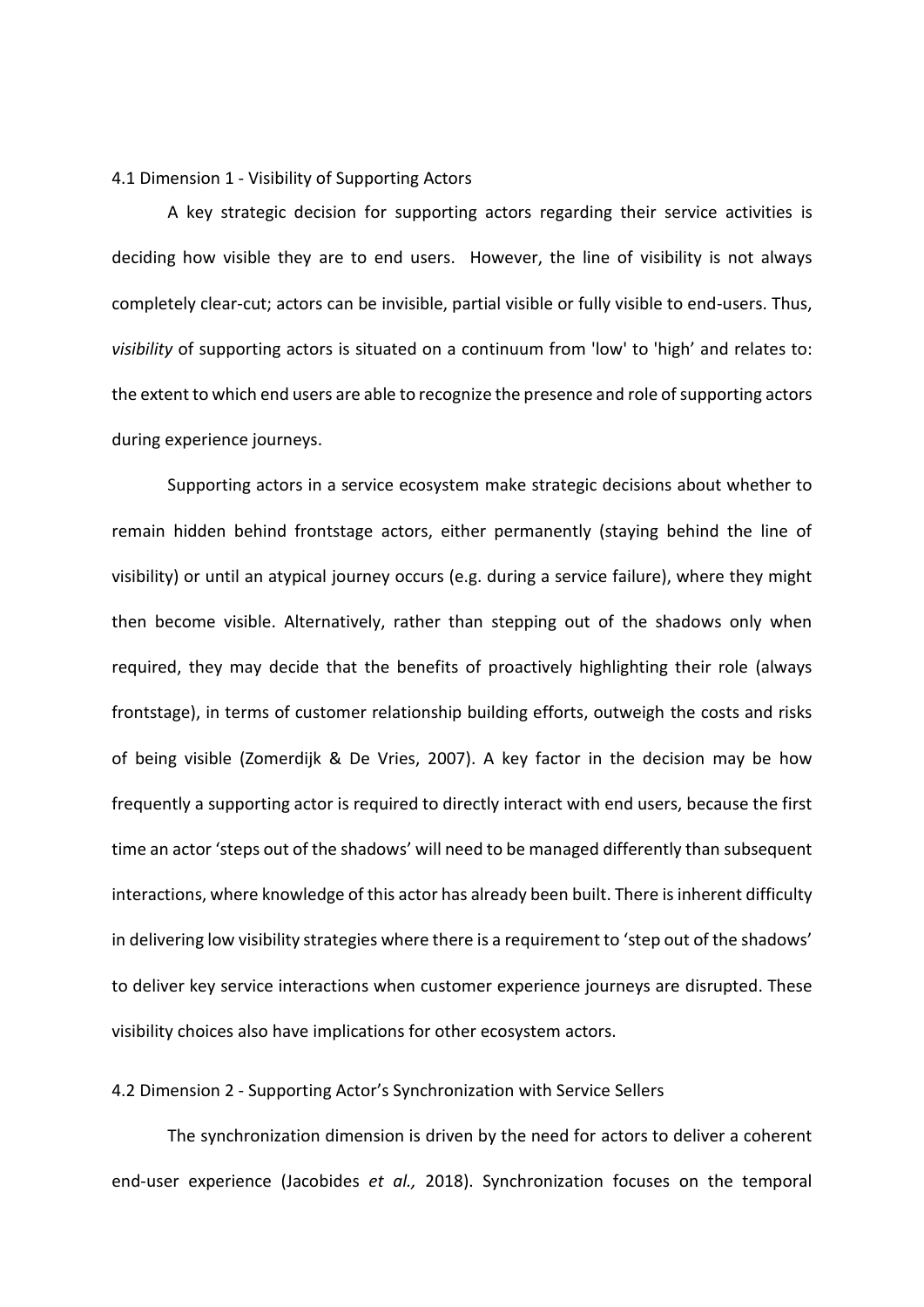### 4.1 Dimension 1 - Visibility of Supporting Actors

A key strategic decision for supporting actors regarding their service activities is deciding how visible they are to end users. However, the line of visibility is not always completely clear-cut; actors can be invisible, partial visible or fully visible to end-users. Thus, *visibility* of supporting actors is situated on a continuum from 'low' to 'high' and relates to: the extent to which end users are able to recognize the presence and role of supporting actors during experience journeys.

Supporting actors in a service ecosystem make strategic decisions about whether to remain hidden behind frontstage actors, either permanently (staying behind the line of visibility) or until an atypical journey occurs (e.g. during a service failure), where they might then become visible. Alternatively, rather than stepping out of the shadows only when required, they may decide that the benefits of proactively highlighting their role (always frontstage), in terms of customer relationship building efforts, outweigh the costs and risks of being visible (Zomerdijk & De Vries, 2007). A key factor in the decision may be how frequently a supporting actor is required to directly interact with end users, because the first time an actor 'steps out of the shadows' will need to be managed differently than subsequent interactions, where knowledge of this actor has already been built. There is inherent difficulty in delivering low visibility strategies where there is a requirement to 'step out of the shadows' to deliver key service interactions when customer experience journeys are disrupted. These visibility choices also have implications for other ecosystem actors.

### 4.2 Dimension 2 - Supporting Actor's Synchronization with Service Sellers

The synchronization dimension is driven by the need for actors to deliver a coherent end-user experience (Jacobides *et al.,* 2018). Synchronization focuses on the temporal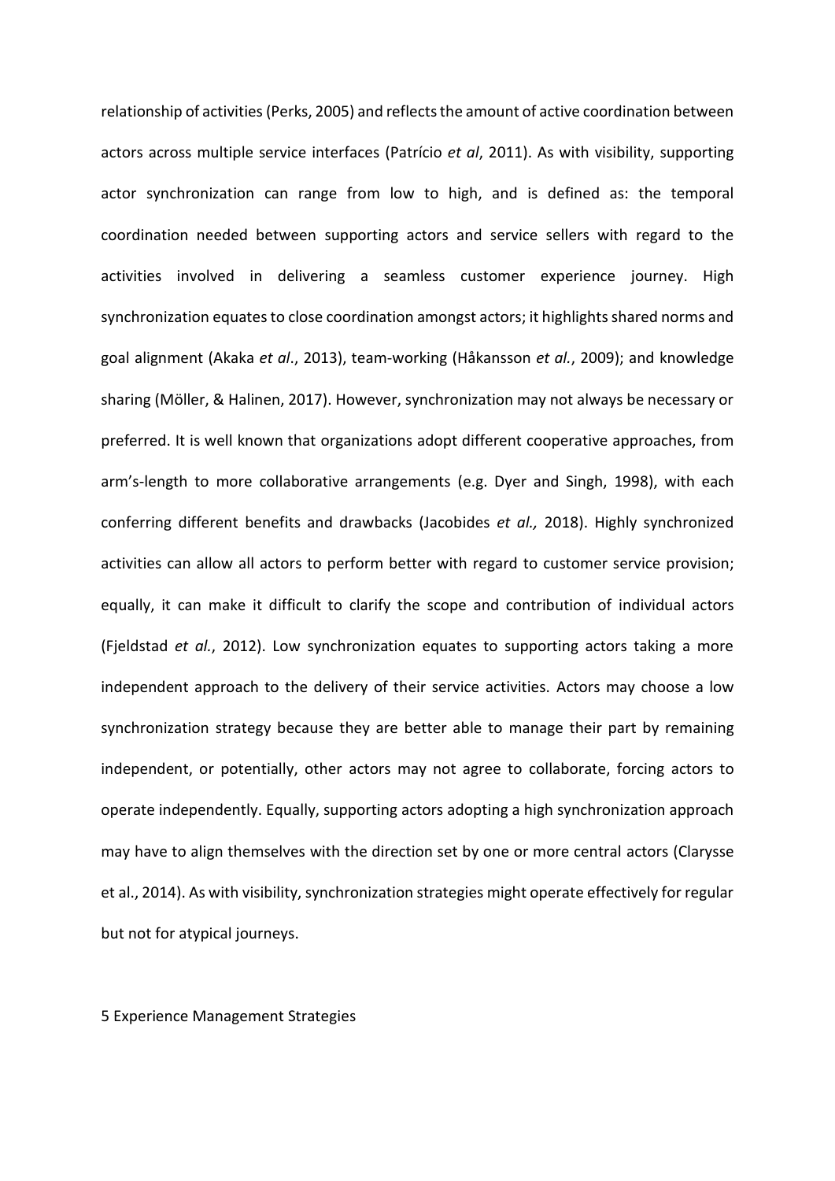relationship of activities (Perks, 2005) and reflects the amount of active coordination between actors across multiple service interfaces (Patrício *et al*, 2011). As with visibility, supporting actor synchronization can range from low to high, and is defined as: the temporal coordination needed between supporting actors and service sellers with regard to the activities involved in delivering a seamless customer experience journey. High synchronization equates to close coordination amongst actors; it highlights shared norms and goal alignment (Akaka *et al*., 2013), team-working (Håkansson *et al.*, 2009); and knowledge sharing (Möller, & Halinen, 2017). However, synchronization may not always be necessary or preferred. It is well known that organizations adopt different cooperative approaches, from arm's-length to more collaborative arrangements (e.g. Dyer and Singh, 1998), with each conferring different benefits and drawbacks (Jacobides *et al.,* 2018). Highly synchronized activities can allow all actors to perform better with regard to customer service provision; equally, it can make it difficult to clarify the scope and contribution of individual actors (Fjeldstad *et al.*, 2012). Low synchronization equates to supporting actors taking a more independent approach to the delivery of their service activities. Actors may choose a low synchronization strategy because they are better able to manage their part by remaining independent, or potentially, other actors may not agree to collaborate, forcing actors to operate independently. Equally, supporting actors adopting a high synchronization approach may have to align themselves with the direction set by one or more central actors (Clarysse et al., 2014). As with visibility, synchronization strategies might operate effectively for regular but not for atypical journeys.

## 5 Experience Management Strategies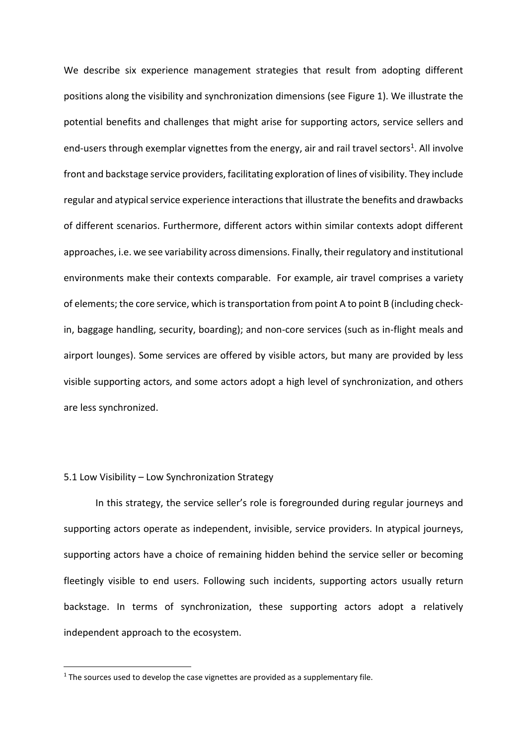We describe six experience management strategies that result from adopting different positions along the visibility and synchronization dimensions (see Figure 1). We illustrate the potential benefits and challenges that might arise for supporting actors, service sellers and end-users through exemplar vignettes from the energy, air and rail travel sectors[1]. All involve front and backstage service providers, facilitating exploration of lines of visibility. They include regular and atypical service experience interactions that illustrate the benefits and drawbacks of different scenarios. Furthermore, different actors within similar contexts adopt different approaches, i.e. we see variability across dimensions. Finally, their regulatory and institutional environments make their contexts comparable. For example, air travel comprises a variety of elements; the core service, which is transportation from point A to point B (including check-in, baggage handling, security, boarding); and non-core services (such as in-flight meals and airport lounges). Some services are offered by visible actors, but many are provided by less visible supporting actors, and some actors adopt a high level of synchronization, and others are less synchronized.

### 5.1 Low Visibility – Low Synchronization Strategy

In this strategy, the service seller's role is foregrounded during regular journeys and supporting actors operate as independent, invisible, service providers. In atypical journeys, supporting actors have a choice of remaining hidden behind the service seller or becoming fleetingly visible to end users. Following such incidents, supporting actors usually return backstage. In terms of synchronization, these supporting actors adopt a relatively independent approach to the ecosystem.

[1] The sources used to develop the case vignettes are provided as a supplementary file.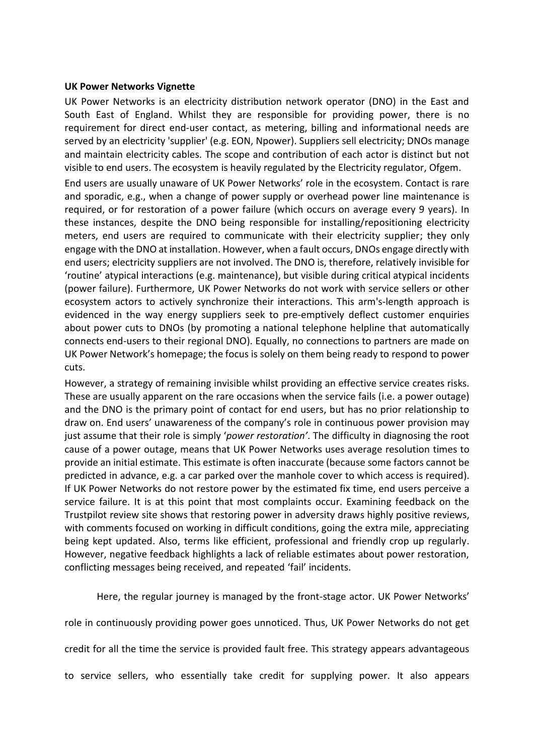**UK Power Networks Vignette**

UK Power Networks is an electricity distribution network operator (DNO) in the East and South East of England. Whilst they are responsible for providing power, there is no requirement for direct end-user contact, as metering, billing and informational needs are served by an electricity 'supplier' (e.g. EON, Npower). Suppliers sell electricity; DNOs manage and maintain electricity cables. The scope and contribution of each actor is distinct but not visible to end users. The ecosystem is heavily regulated by the Electricity regulator, Ofgem.

End users are usually unaware of UK Power Networks' role in the ecosystem. Contact is rare and sporadic, e.g., when a change of power supply or overhead power line maintenance is required, or for restoration of a power failure (which occurs on average every 9 years). In these instances, despite the DNO being responsible for installing/repositioning electricity meters, end users are required to communicate with their electricity supplier; they only engage with the DNO at installation. However, when a fault occurs, DNOs engage directly with end users; electricity suppliers are not involved. The DNO is, therefore, relatively invisible for 'routine' atypical interactions (e.g. maintenance), but visible during critical atypical incidents (power failure). Furthermore, UK Power Networks do not work with service sellers or other ecosystem actors to actively synchronize their interactions. This arm's-length approach is evidenced in the way energy suppliers seek to pre-emptively deflect customer enquiries about power cuts to DNOs (by promoting a national telephone helpline that automatically connects end-users to their regional DNO). Equally, no connections to partners are made on UK Power Network's homepage; the focus is solely on them being ready to respond to power cuts.

However, a strategy of remaining invisible whilst providing an effective service creates risks. These are usually apparent on the rare occasions when the service fails (i.e. a power outage) and the DNO is the primary point of contact for end users, but has no prior relationship to draw on. End users' unawareness of the company's role in continuous power provision may just assume that their role is simply '*power restoration'*. The difficulty in diagnosing the root cause of a power outage, means that UK Power Networks uses average resolution times to provide an initial estimate. This estimate is often inaccurate (because some factors cannot be predicted in advance, e.g. a car parked over the manhole cover to which access is required). If UK Power Networks do not restore power by the estimated fix time, end users perceive a service failure. It is at this point that most complaints occur. Examining feedback on the Trustpilot review site shows that restoring power in adversity draws highly positive reviews, with comments focused on working in difficult conditions, going the extra mile, appreciating being kept updated. Also, terms like efficient, professional and friendly crop up regularly. However, negative feedback highlights a lack of reliable estimates about power restoration, conflicting messages being received, and repeated 'fail' incidents.

Here, the regular journey is managed by the front-stage actor. UK Power Networks' role in continuously providing power goes unnoticed. Thus, UK Power Networks do not get credit for all the time the service is provided fault free. This strategy appears advantageous to service sellers, who essentially take credit for supplying power. It also appears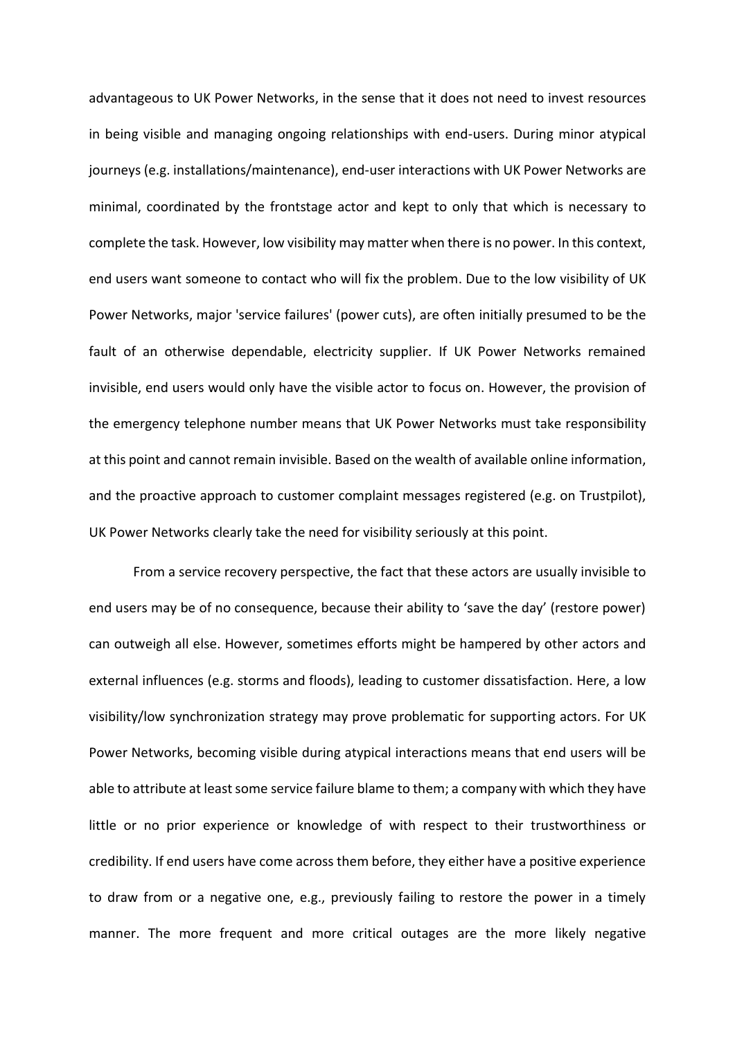advantageous to UK Power Networks, in the sense that it does not need to invest resources in being visible and managing ongoing relationships with end-users. During minor atypical journeys (e.g. installations/maintenance), end-user interactions with UK Power Networks are minimal, coordinated by the frontstage actor and kept to only that which is necessary to complete the task. However, low visibility may matter when there is no power. In this context, end users want someone to contact who will fix the problem. Due to the low visibility of UK Power Networks, major 'service failures' (power cuts), are often initially presumed to be the fault of an otherwise dependable, electricity supplier. If UK Power Networks remained invisible, end users would only have the visible actor to focus on. However, the provision of the emergency telephone number means that UK Power Networks must take responsibility at this point and cannot remain invisible. Based on the wealth of available online information, and the proactive approach to customer complaint messages registered (e.g. on Trustpilot), UK Power Networks clearly take the need for visibility seriously at this point.

From a service recovery perspective, the fact that these actors are usually invisible to end users may be of no consequence, because their ability to 'save the day' (restore power) can outweigh all else. However, sometimes efforts might be hampered by other actors and external influences (e.g. storms and floods), leading to customer dissatisfaction. Here, a low visibility/low synchronization strategy may prove problematic for supporting actors. For UK Power Networks, becoming visible during atypical interactions means that end users will be able to attribute at least some service failure blame to them; a company with which they have little or no prior experience or knowledge of with respect to their trustworthiness or credibility. If end users have come across them before, they either have a positive experience to draw from or a negative one, e.g., previously failing to restore the power in a timely manner. The more frequent and more critical outages are the more likely negative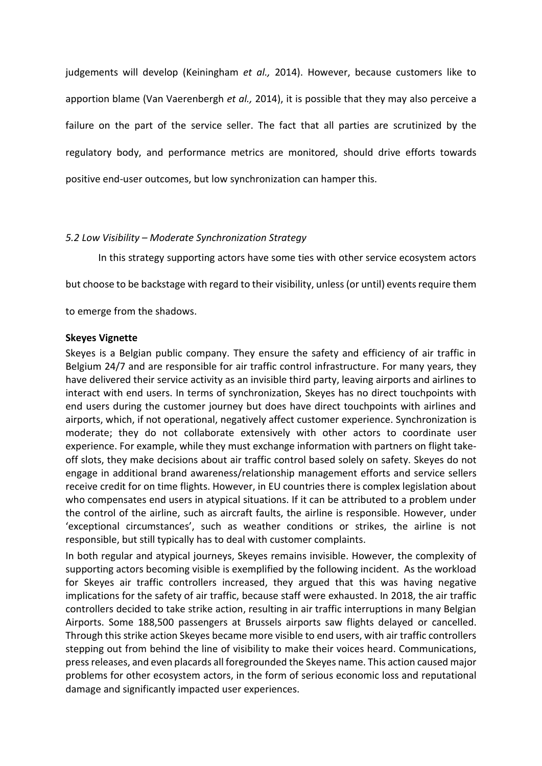judgements will develop (Keiningham *et al.,* 2014). However, because customers like to apportion blame (Van Vaerenbergh *et al.,* 2014), it is possible that they may also perceive a failure on the part of the service seller. The fact that all parties are scrutinized by the regulatory body, and performance metrics are monitored, should drive efforts towards positive end-user outcomes, but low synchronization can hamper this.

### *5.2 Low Visibility – Moderate Synchronization Strategy*

In this strategy supporting actors have some ties with other service ecosystem actors but choose to be backstage with regard to their visibility, unless (or until) events require them to emerge from the shadows.

**Skeyes Vignette**

Skeyes is a Belgian public company. They ensure the safety and efficiency of air traffic in Belgium 24/7 and are responsible for air traffic control infrastructure. For many years, they have delivered their service activity as an invisible third party, leaving airports and airlines to interact with end users. In terms of synchronization, Skeyes has no direct touchpoints with end users during the customer journey but does have direct touchpoints with airlines and airports, which, if not operational, negatively affect customer experience. Synchronization is moderate; they do not collaborate extensively with other actors to coordinate user experience. For example, while they must exchange information with partners on flight take-off slots, they make decisions about air traffic control based solely on safety. Skeyes do not engage in additional brand awareness/relationship management efforts and service sellers receive credit for on time flights. However, in EU countries there is complex legislation about who compensates end users in atypical situations. If it can be attributed to a problem under the control of the airline, such as aircraft faults, the airline is responsible. However, under 'exceptional circumstances', such as weather conditions or strikes, the airline is not responsible, but still typically has to deal with customer complaints.

In both regular and atypical journeys, Skeyes remains invisible. However, the complexity of supporting actors becoming visible is exemplified by the following incident. As the workload for Skeyes air traffic controllers increased, they argued that this was having negative implications for the safety of air traffic, because staff were exhausted. In 2018, the air traffic controllers decided to take strike action, resulting in air traffic interruptions in many Belgian Airports. Some 188,500 passengers at Brussels airports saw flights delayed or cancelled. Through this strike action Skeyes became more visible to end users, with air traffic controllers stepping out from behind the line of visibility to make their voices heard. Communications, press releases, and even placards all foregrounded the Skeyes name. This action caused major problems for other ecosystem actors, in the form of serious economic loss and reputational damage and significantly impacted user experiences.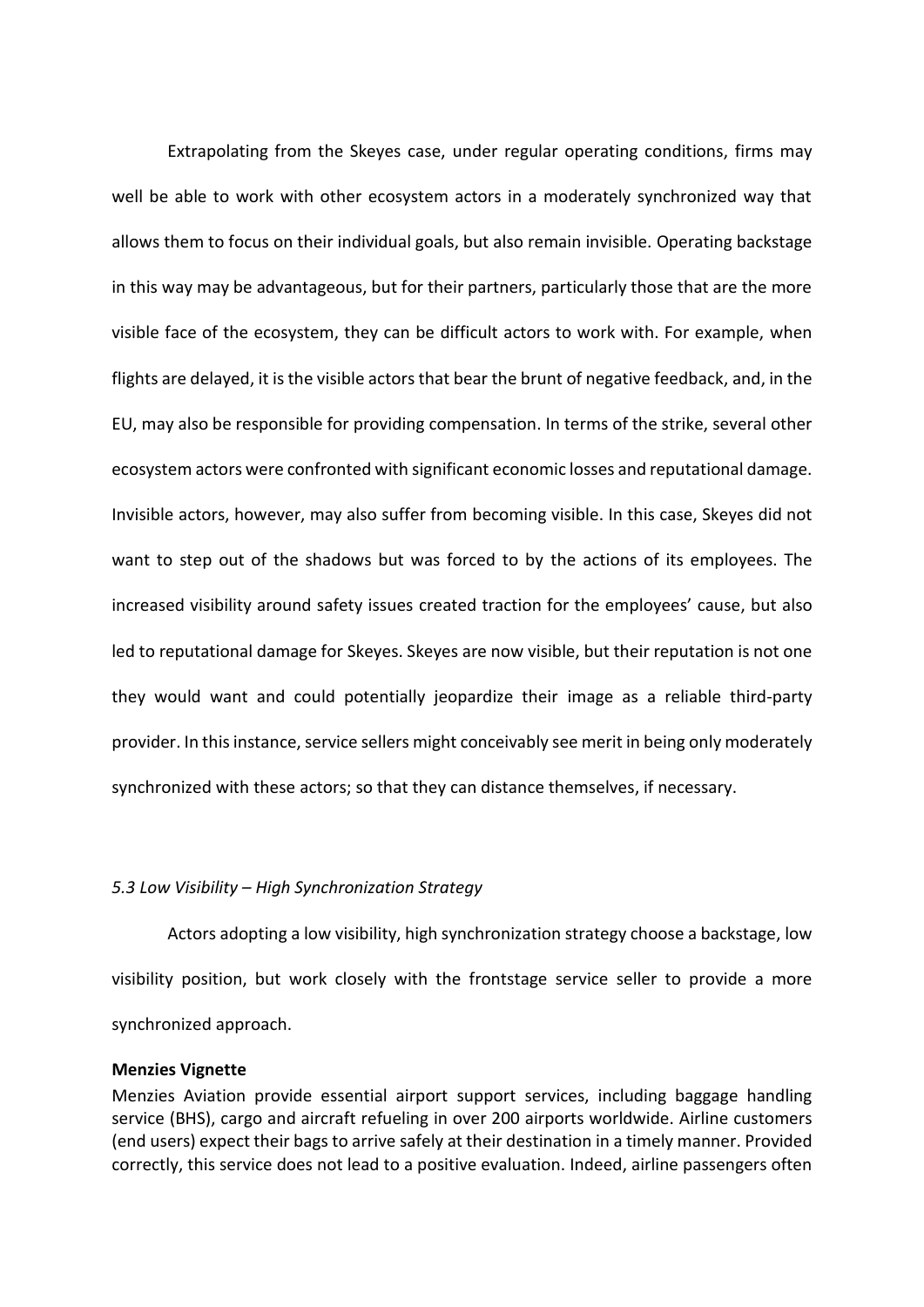Extrapolating from the Skeyes case, under regular operating conditions, firms may well be able to work with other ecosystem actors in a moderately synchronized way that allows them to focus on their individual goals, but also remain invisible. Operating backstage in this way may be advantageous, but for their partners, particularly those that are the more visible face of the ecosystem, they can be difficult actors to work with. For example, when flights are delayed, it is the visible actors that bear the brunt of negative feedback, and, in the EU, may also be responsible for providing compensation. In terms of the strike, several other ecosystem actors were confronted with significant economic losses and reputational damage. Invisible actors, however, may also suffer from becoming visible. In this case, Skeyes did not want to step out of the shadows but was forced to by the actions of its employees. The increased visibility around safety issues created traction for the employees' cause, but also led to reputational damage for Skeyes. Skeyes are now visible, but their reputation is not one they would want and could potentially jeopardize their image as a reliable third-party provider. In this instance, service sellers might conceivably see merit in being only moderately synchronized with these actors; so that they can distance themselves, if necessary.

### *5.3 Low Visibility – High Synchronization Strategy*

Actors adopting a low visibility, high synchronization strategy choose a backstage, low visibility position, but work closely with the frontstage service seller to provide a more synchronized approach.

**Menzies Vignette**

Menzies Aviation provide essential airport support services, including baggage handling service (BHS), cargo and aircraft refueling in over 200 airports worldwide. Airline customers (end users) expect their bags to arrive safely at their destination in a timely manner. Provided correctly, this service does not lead to a positive evaluation. Indeed, airline passengers often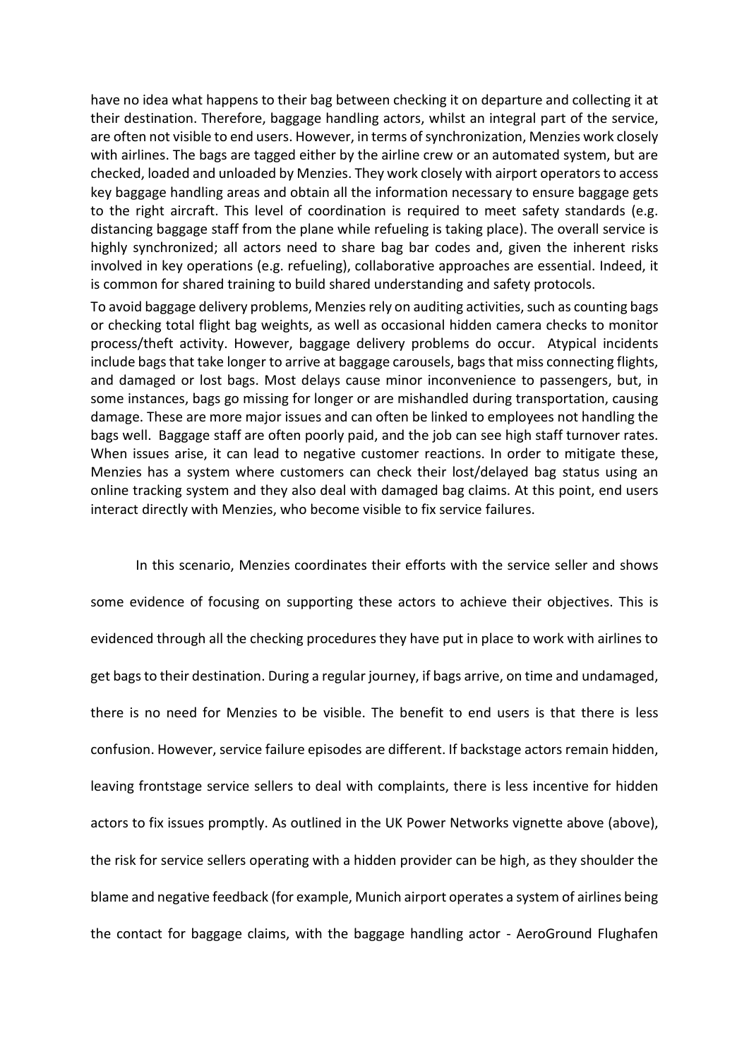have no idea what happens to their bag between checking it on departure and collecting it at their destination. Therefore, baggage handling actors, whilst an integral part of the service, are often not visible to end users. However, in terms of synchronization, Menzies work closely with airlines. The bags are tagged either by the airline crew or an automated system, but are checked, loaded and unloaded by Menzies. They work closely with airport operators to access key baggage handling areas and obtain all the information necessary to ensure baggage gets to the right aircraft. This level of coordination is required to meet safety standards (e.g. distancing baggage staff from the plane while refueling is taking place). The overall service is highly synchronized; all actors need to share bag bar codes and, given the inherent risks involved in key operations (e.g. refueling), collaborative approaches are essential. Indeed, it is common for shared training to build shared understanding and safety protocols.

To avoid baggage delivery problems, Menzies rely on auditing activities, such as counting bags or checking total flight bag weights, as well as occasional hidden camera checks to monitor process/theft activity. However, baggage delivery problems do occur. Atypical incidents include bags that take longer to arrive at baggage carousels, bags that miss connecting flights, and damaged or lost bags. Most delays cause minor inconvenience to passengers, but, in some instances, bags go missing for longer or are mishandled during transportation, causing damage. These are more major issues and can often be linked to employees not handling the bags well. Baggage staff are often poorly paid, and the job can see high staff turnover rates. When issues arise, it can lead to negative customer reactions. In order to mitigate these, Menzies has a system where customers can check their lost/delayed bag status using an online tracking system and they also deal with damaged bag claims. At this point, end users interact directly with Menzies, who become visible to fix service failures.

In this scenario, Menzies coordinates their efforts with the service seller and shows some evidence of focusing on supporting these actors to achieve their objectives. This is evidenced through all the checking procedures they have put in place to work with airlines to get bags to their destination. During a regular journey, if bags arrive, on time and undamaged, there is no need for Menzies to be visible. The benefit to end users is that there is less confusion. However, service failure episodes are different. If backstage actors remain hidden, leaving frontstage service sellers to deal with complaints, there is less incentive for hidden actors to fix issues promptly. As outlined in the UK Power Networks vignette above (above), the risk for service sellers operating with a hidden provider can be high, as they shoulder the blame and negative feedback (for example, Munich airport operates a system of airlines being the contact for baggage claims, with the baggage handling actor - AeroGround Flughafen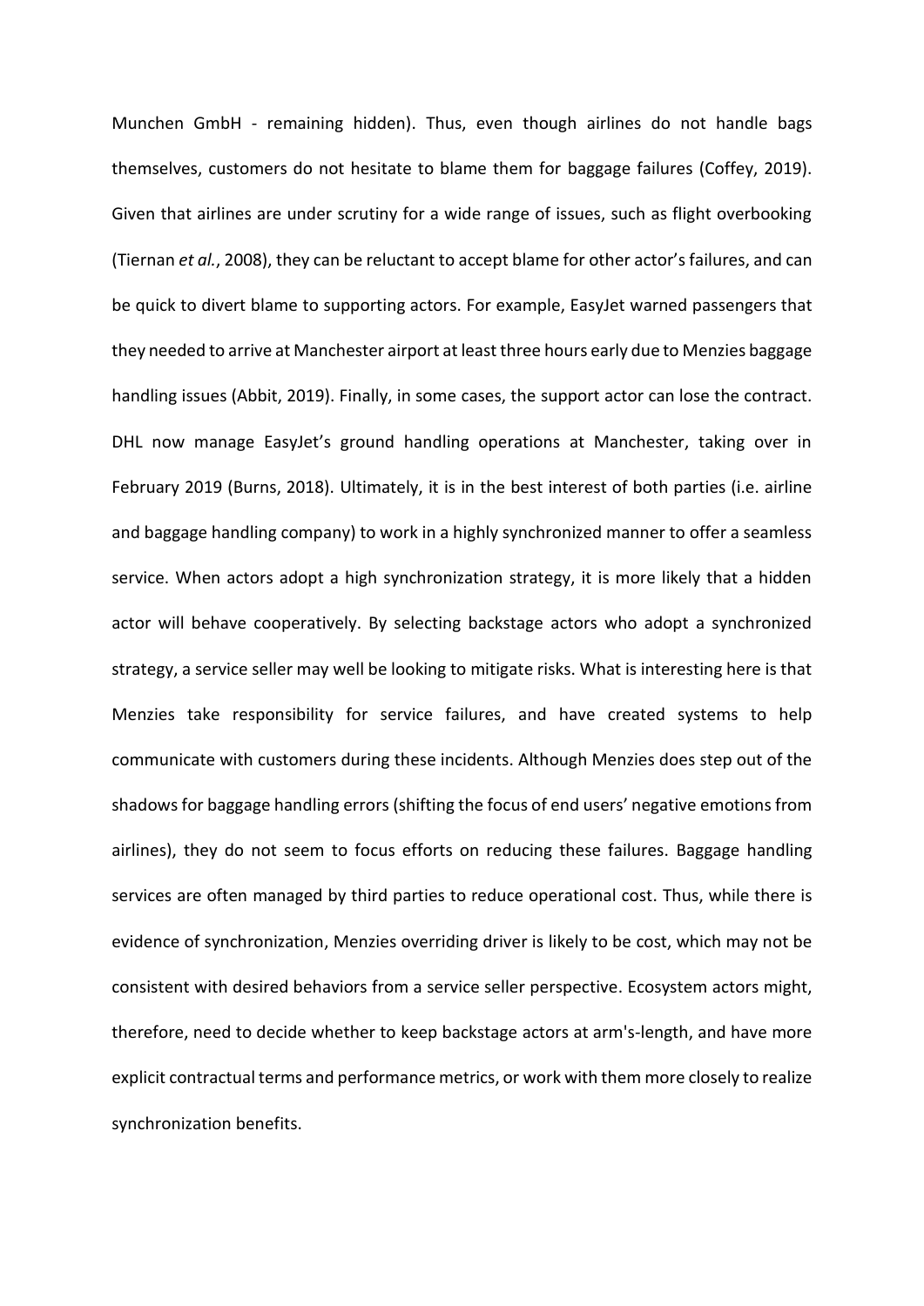Munchen GmbH - remaining hidden). Thus, even though airlines do not handle bags themselves, customers do not hesitate to blame them for baggage failures (Coffey, 2019). Given that airlines are under scrutiny for a wide range of issues, such as flight overbooking (Tiernan *et al.*, 2008), they can be reluctant to accept blame for other actor's failures, and can be quick to divert blame to supporting actors. For example, EasyJet warned passengers that they needed to arrive at Manchester airport at least three hours early due to Menzies baggage handling issues (Abbit, 2019). Finally, in some cases, the support actor can lose the contract. DHL now manage EasyJet's ground handling operations at Manchester, taking over in February 2019 (Burns, 2018). Ultimately, it is in the best interest of both parties (i.e. airline and baggage handling company) to work in a highly synchronized manner to offer a seamless service. When actors adopt a high synchronization strategy, it is more likely that a hidden actor will behave cooperatively. By selecting backstage actors who adopt a synchronized strategy, a service seller may well be looking to mitigate risks. What is interesting here is that Menzies take responsibility for service failures, and have created systems to help communicate with customers during these incidents. Although Menzies does step out of the shadows for baggage handling errors (shifting the focus of end users' negative emotions from airlines), they do not seem to focus efforts on reducing these failures. Baggage handling services are often managed by third parties to reduce operational cost. Thus, while there is evidence of synchronization, Menzies overriding driver is likely to be cost, which may not be consistent with desired behaviors from a service seller perspective. Ecosystem actors might, therefore, need to decide whether to keep backstage actors at arm's-length, and have more explicit contractual terms and performance metrics, or work with them more closely to realize synchronization benefits.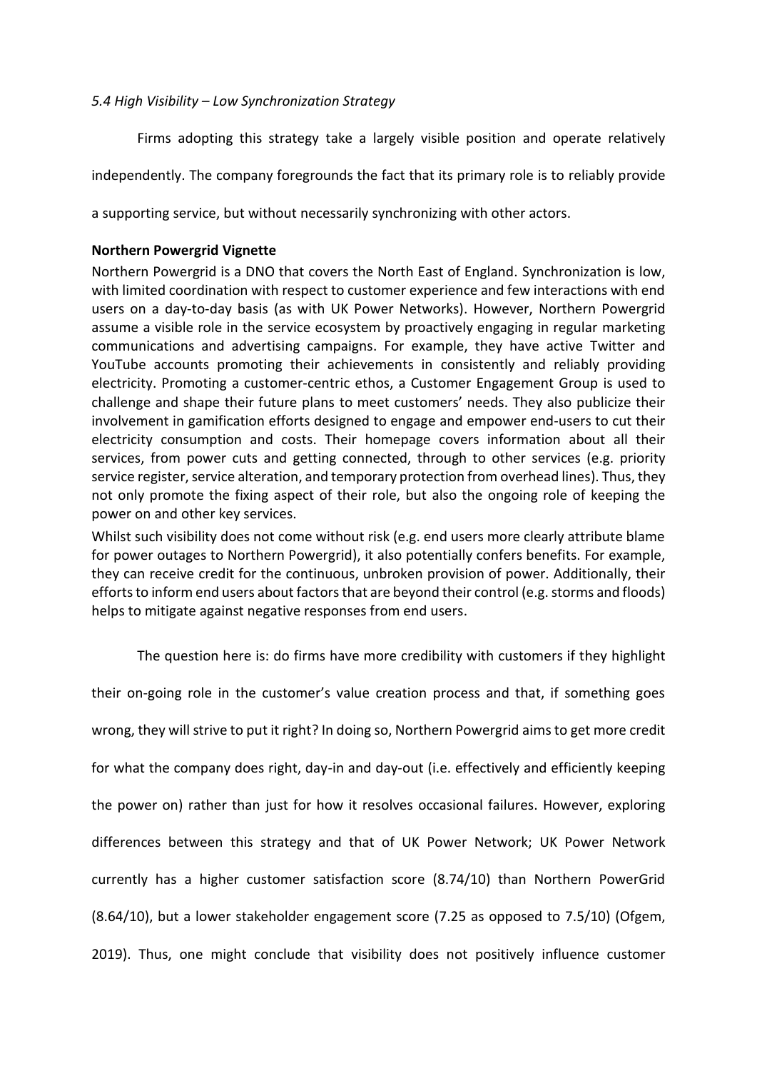*5.4 High Visibility – Low Synchronization Strategy*

Firms adopting this strategy take a largely visible position and operate relatively independently. The company foregrounds the fact that its primary role is to reliably provide a supporting service, but without necessarily synchronizing with other actors.

**Northern Powergrid Vignette**

Northern Powergrid is a DNO that covers the North East of England. Synchronization is low, with limited coordination with respect to customer experience and few interactions with end users on a day-to-day basis (as with UK Power Networks). However, Northern Powergrid assume a visible role in the service ecosystem by proactively engaging in regular marketing communications and advertising campaigns. For example, they have active Twitter and YouTube accounts promoting their achievements in consistently and reliably providing electricity. Promoting a customer-centric ethos, a Customer Engagement Group is used to challenge and shape their future plans to meet customers' needs. They also publicize their involvement in gamification efforts designed to engage and empower end-users to cut their electricity consumption and costs. Their homepage covers information about all their services, from power cuts and getting connected, through to other services (e.g. priority service register, service alteration, and temporary protection from overhead lines). Thus, they not only promote the fixing aspect of their role, but also the ongoing role of keeping the power on and other key services.

Whilst such visibility does not come without risk (e.g. end users more clearly attribute blame for power outages to Northern Powergrid), it also potentially confers benefits. For example, they can receive credit for the continuous, unbroken provision of power. Additionally, their efforts to inform end users about factors that are beyond their control (e.g. storms and floods) helps to mitigate against negative responses from end users.

The question here is: do firms have more credibility with customers if they highlight their on-going role in the customer's value creation process and that, if something goes wrong, they will strive to put it right? In doing so, Northern Powergrid aims to get more credit for what the company does right, day-in and day-out (i.e. effectively and efficiently keeping the power on) rather than just for how it resolves occasional failures. However, exploring differences between this strategy and that of UK Power Network; UK Power Network currently has a higher customer satisfaction score (8.74/10) than Northern PowerGrid (8.64/10), but a lower stakeholder engagement score (7.25 as opposed to 7.5/10) (Ofgem, 2019). Thus, one might conclude that visibility does not positively influence customer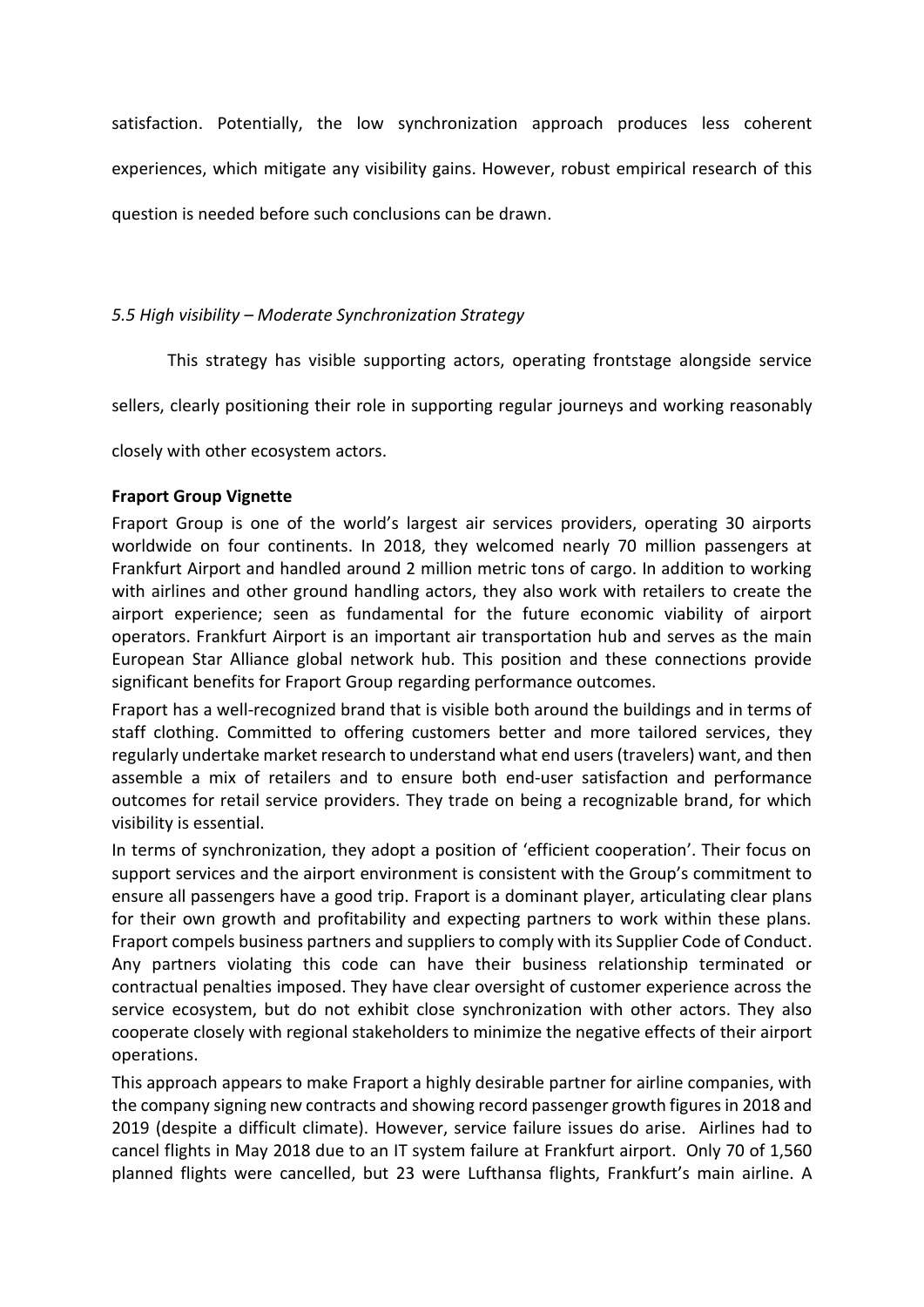satisfaction. Potentially, the low synchronization approach produces less coherent experiences, which mitigate any visibility gains. However, robust empirical research of this question is needed before such conclusions can be drawn.

### *5.5 High visibility – Moderate Synchronization Strategy*

This strategy has visible supporting actors, operating frontstage alongside service sellers, clearly positioning their role in supporting regular journeys and working reasonably closely with other ecosystem actors.

**Fraport Group Vignette**

Fraport Group is one of the world's largest air services providers, operating 30 airports worldwide on four continents. In 2018, they welcomed nearly 70 million passengers at Frankfurt Airport and handled around 2 million metric tons of cargo. In addition to working with airlines and other ground handling actors, they also work with retailers to create the airport experience; seen as fundamental for the future economic viability of airport operators. Frankfurt Airport is an important air transportation hub and serves as the main European Star Alliance global network hub. This position and these connections provide significant benefits for Fraport Group regarding performance outcomes.

Fraport has a well-recognized brand that is visible both around the buildings and in terms of staff clothing. Committed to offering customers better and more tailored services, they regularly undertake market research to understand what end users (travelers) want, and then assemble a mix of retailers and to ensure both end-user satisfaction and performance outcomes for retail service providers. They trade on being a recognizable brand, for which visibility is essential.

In terms of synchronization, they adopt a position of 'efficient cooperation'. Their focus on support services and the airport environment is consistent with the Group's commitment to ensure all passengers have a good trip. Fraport is a dominant player, articulating clear plans for their own growth and profitability and expecting partners to work within these plans. Fraport compels business partners and suppliers to comply with its Supplier Code of Conduct. Any partners violating this code can have their business relationship terminated or contractual penalties imposed. They have clear oversight of customer experience across the service ecosystem, but do not exhibit close synchronization with other actors. They also cooperate closely with regional stakeholders to minimize the negative effects of their airport operations.

This approach appears to make Fraport a highly desirable partner for airline companies, with the company signing new contracts and showing record passenger growth figures in 2018 and 2019 (despite a difficult climate). However, service failure issues do arise. Airlines had to cancel flights in May 2018 due to an IT system failure at Frankfurt airport. Only 70 of 1,560 planned flights were cancelled, but 23 were Lufthansa flights, Frankfurt's main airline. A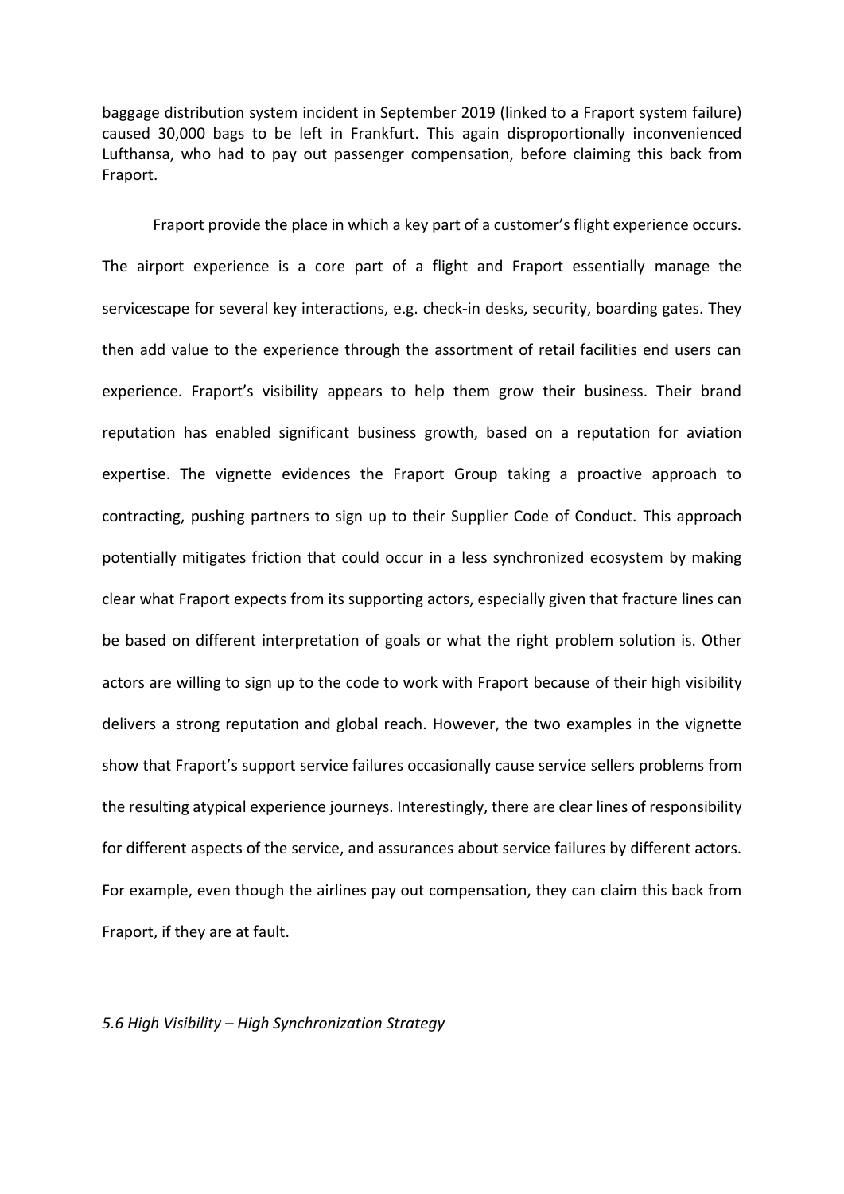baggage distribution system incident in September 2019 (linked to a Fraport system failure) caused 30,000 bags to be left in Frankfurt. This again disproportionally inconvenienced Lufthansa, who had to pay out passenger compensation, before claiming this back from Fraport.

Fraport provide the place in which a key part of a customer's flight experience occurs. The airport experience is a core part of a flight and Fraport essentially manage the servicescape for several key interactions, e.g. check-in desks, security, boarding gates. They then add value to the experience through the assortment of retail facilities end users can experience. Fraport's visibility appears to help them grow their business. Their brand reputation has enabled significant business growth, based on a reputation for aviation expertise. The vignette evidences the Fraport Group taking a proactive approach to contracting, pushing partners to sign up to their Supplier Code of Conduct. This approach potentially mitigates friction that could occur in a less synchronized ecosystem by making clear what Fraport expects from its supporting actors, especially given that fracture lines can be based on different interpretation of goals or what the right problem solution is. Other actors are willing to sign up to the code to work with Fraport because of their high visibility delivers a strong reputation and global reach. However, the two examples in the vignette show that Fraport's support service failures occasionally cause service sellers problems from the resulting atypical experience journeys. Interestingly, there are clear lines of responsibility for different aspects of the service, and assurances about service failures by different actors. For example, even though the airlines pay out compensation, they can claim this back from Fraport, if they are at fault.

*5.6 High Visibility – High Synchronization Strategy*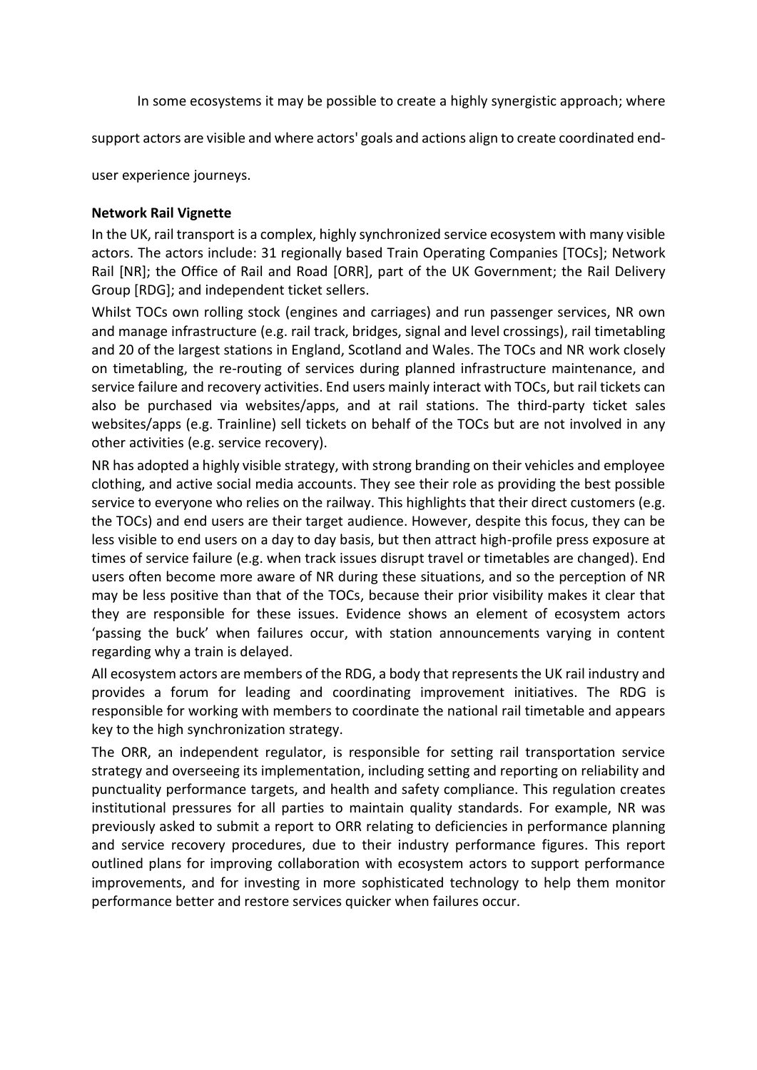In some ecosystems it may be possible to create a highly synergistic approach; where support actors are visible and where actors' goals and actions align to create coordinated end-user experience journeys.

**Network Rail Vignette**

In the UK, rail transport is a complex, highly synchronized service ecosystem with many visible actors. The actors include: 31 regionally based Train Operating Companies [TOCs]; Network Rail [NR]; the Office of Rail and Road [ORR], part of the UK Government; the Rail Delivery Group [RDG]; and independent ticket sellers.

Whilst TOCs own rolling stock (engines and carriages) and run passenger services, NR own and manage infrastructure (e.g. rail track, bridges, signal and level crossings), rail timetabling and 20 of the largest stations in England, Scotland and Wales. The TOCs and NR work closely on timetabling, the re-routing of services during planned infrastructure maintenance, and service failure and recovery activities. End users mainly interact with TOCs, but rail tickets can also be purchased via websites/apps, and at rail stations. The third-party ticket sales websites/apps (e.g. Trainline) sell tickets on behalf of the TOCs but are not involved in any other activities (e.g. service recovery).

NR has adopted a highly visible strategy, with strong branding on their vehicles and employee clothing, and active social media accounts. They see their role as providing the best possible service to everyone who relies on the railway. This highlights that their direct customers (e.g. the TOCs) and end users are their target audience. However, despite this focus, they can be less visible to end users on a day to day basis, but then attract high-profile press exposure at times of service failure (e.g. when track issues disrupt travel or timetables are changed). End users often become more aware of NR during these situations, and so the perception of NR may be less positive than that of the TOCs, because their prior visibility makes it clear that they are responsible for these issues. Evidence shows an element of ecosystem actors 'passing the buck' when failures occur, with station announcements varying in content regarding why a train is delayed.

All ecosystem actors are members of the RDG, a body that represents the UK rail industry and provides a forum for leading and coordinating improvement initiatives. The RDG is responsible for working with members to coordinate the national rail timetable and appears key to the high synchronization strategy.

The ORR, an independent regulator, is responsible for setting rail transportation service strategy and overseeing its implementation, including setting and reporting on reliability and punctuality performance targets, and health and safety compliance. This regulation creates institutional pressures for all parties to maintain quality standards. For example, NR was previously asked to submit a report to ORR relating to deficiencies in performance planning and service recovery procedures, due to their industry performance figures. This report outlined plans for improving collaboration with ecosystem actors to support performance improvements, and for investing in more sophisticated technology to help them monitor performance better and restore services quicker when failures occur.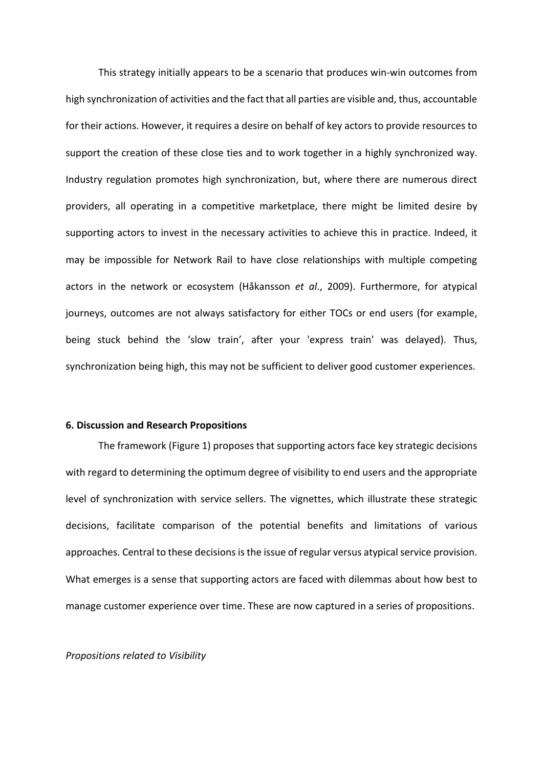This strategy initially appears to be a scenario that produces win-win outcomes from high synchronization of activities and the fact that all parties are visible and, thus, accountable for their actions. However, it requires a desire on behalf of key actors to provide resources to support the creation of these close ties and to work together in a highly synchronized way. Industry regulation promotes high synchronization, but, where there are numerous direct providers, all operating in a competitive marketplace, there might be limited desire by supporting actors to invest in the necessary activities to achieve this in practice. Indeed, it may be impossible for Network Rail to have close relationships with multiple competing actors in the network or ecosystem (Håkansson *et al*., 2009). Furthermore, for atypical journeys, outcomes are not always satisfactory for either TOCs or end users (for example, being stuck behind the 'slow train', after your 'express train' was delayed). Thus, synchronization being high, this may not be sufficient to deliver good customer experiences.

## 6. Discussion and Research Propositions

The framework (Figure 1) proposes that supporting actors face key strategic decisions with regard to determining the optimum degree of visibility to end users and the appropriate level of synchronization with service sellers. The vignettes, which illustrate these strategic decisions, facilitate comparison of the potential benefits and limitations of various approaches. Central to these decisions is the issue of regular versus atypical service provision. What emerges is a sense that supporting actors are faced with dilemmas about how best to manage customer experience over time. These are now captured in a series of propositions.

*Propositions related to Visibility*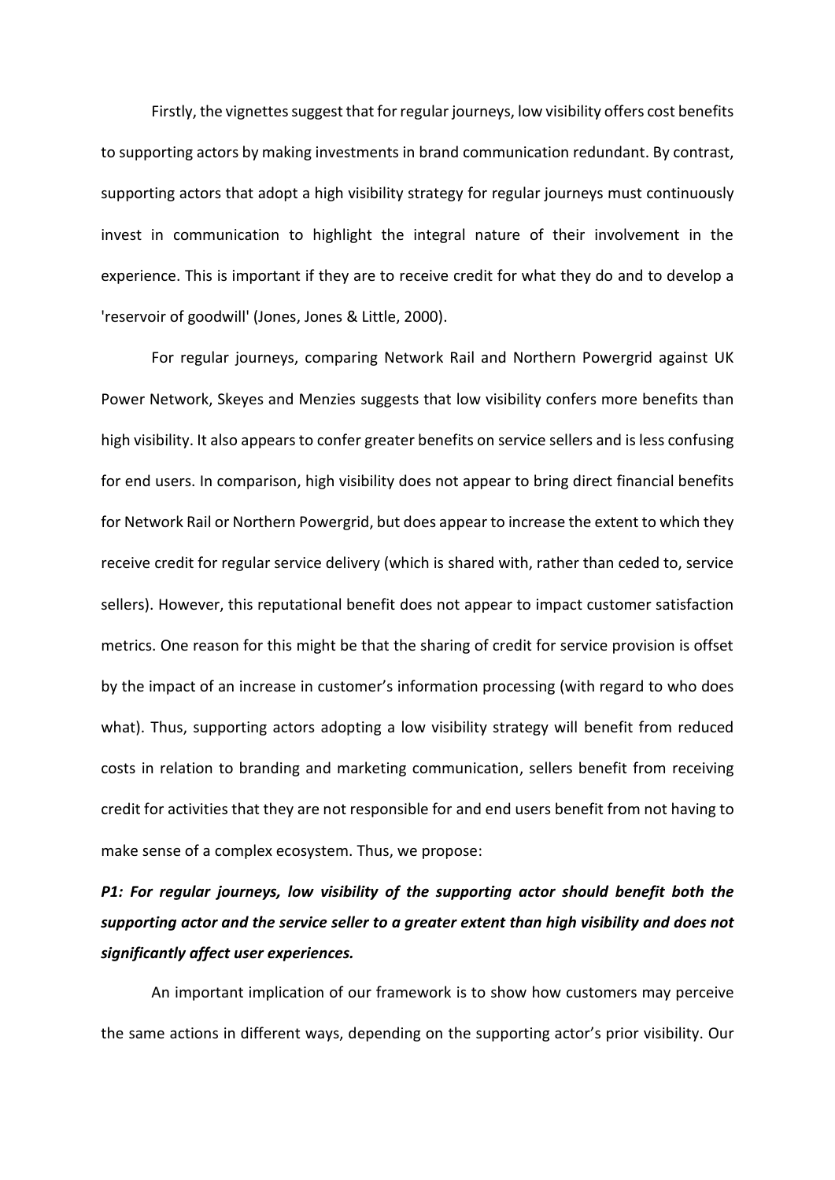Firstly, the vignettes suggest that for regular journeys, low visibility offers cost benefits to supporting actors by making investments in brand communication redundant. By contrast, supporting actors that adopt a high visibility strategy for regular journeys must continuously invest in communication to highlight the integral nature of their involvement in the experience. This is important if they are to receive credit for what they do and to develop a 'reservoir of goodwill' (Jones, Jones & Little, 2000).

For regular journeys, comparing Network Rail and Northern Powergrid against UK Power Network, Skeyes and Menzies suggests that low visibility confers more benefits than high visibility. It also appears to confer greater benefits on service sellers and is less confusing for end users. In comparison, high visibility does not appear to bring direct financial benefits for Network Rail or Northern Powergrid, but does appear to increase the extent to which they receive credit for regular service delivery (which is shared with, rather than ceded to, service sellers). However, this reputational benefit does not appear to impact customer satisfaction metrics. One reason for this might be that the sharing of credit for service provision is offset by the impact of an increase in customer's information processing (with regard to who does what). Thus, supporting actors adopting a low visibility strategy will benefit from reduced costs in relation to branding and marketing communication, sellers benefit from receiving credit for activities that they are not responsible for and end users benefit from not having to make sense of a complex ecosystem. Thus, we propose:

***P1: For regular journeys, low visibility of the supporting actor should benefit both the supporting actor and the service seller to a greater extent than high visibility and does not significantly affect user experiences.***

An important implication of our framework is to show how customers may perceive the same actions in different ways, depending on the supporting actor's prior visibility. Our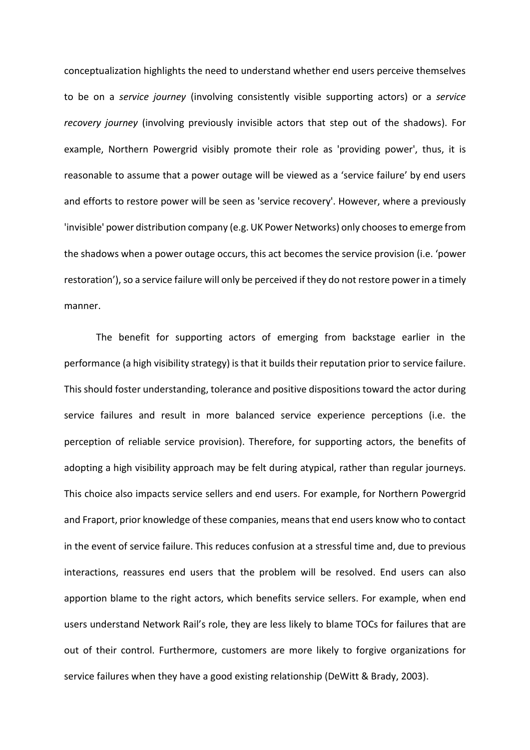conceptualization highlights the need to understand whether end users perceive themselves to be on a *service journey* (involving consistently visible supporting actors) or a *service recovery journey* (involving previously invisible actors that step out of the shadows). For example, Northern Powergrid visibly promote their role as 'providing power', thus, it is reasonable to assume that a power outage will be viewed as a 'service failure' by end users and efforts to restore power will be seen as 'service recovery'. However, where a previously 'invisible' power distribution company (e.g. UK Power Networks) only chooses to emerge from the shadows when a power outage occurs, this act becomes the service provision (i.e. 'power restoration'), so a service failure will only be perceived if they do not restore power in a timely manner.

The benefit for supporting actors of emerging from backstage earlier in the performance (a high visibility strategy) is that it builds their reputation prior to service failure. This should foster understanding, tolerance and positive dispositions toward the actor during service failures and result in more balanced service experience perceptions (i.e. the perception of reliable service provision). Therefore, for supporting actors, the benefits of adopting a high visibility approach may be felt during atypical, rather than regular journeys. This choice also impacts service sellers and end users. For example, for Northern Powergrid and Fraport, prior knowledge of these companies, means that end users know who to contact in the event of service failure. This reduces confusion at a stressful time and, due to previous interactions, reassures end users that the problem will be resolved. End users can also apportion blame to the right actors, which benefits service sellers. For example, when end users understand Network Rail's role, they are less likely to blame TOCs for failures that are out of their control. Furthermore, customers are more likely to forgive organizations for service failures when they have a good existing relationship (DeWitt & Brady, 2003).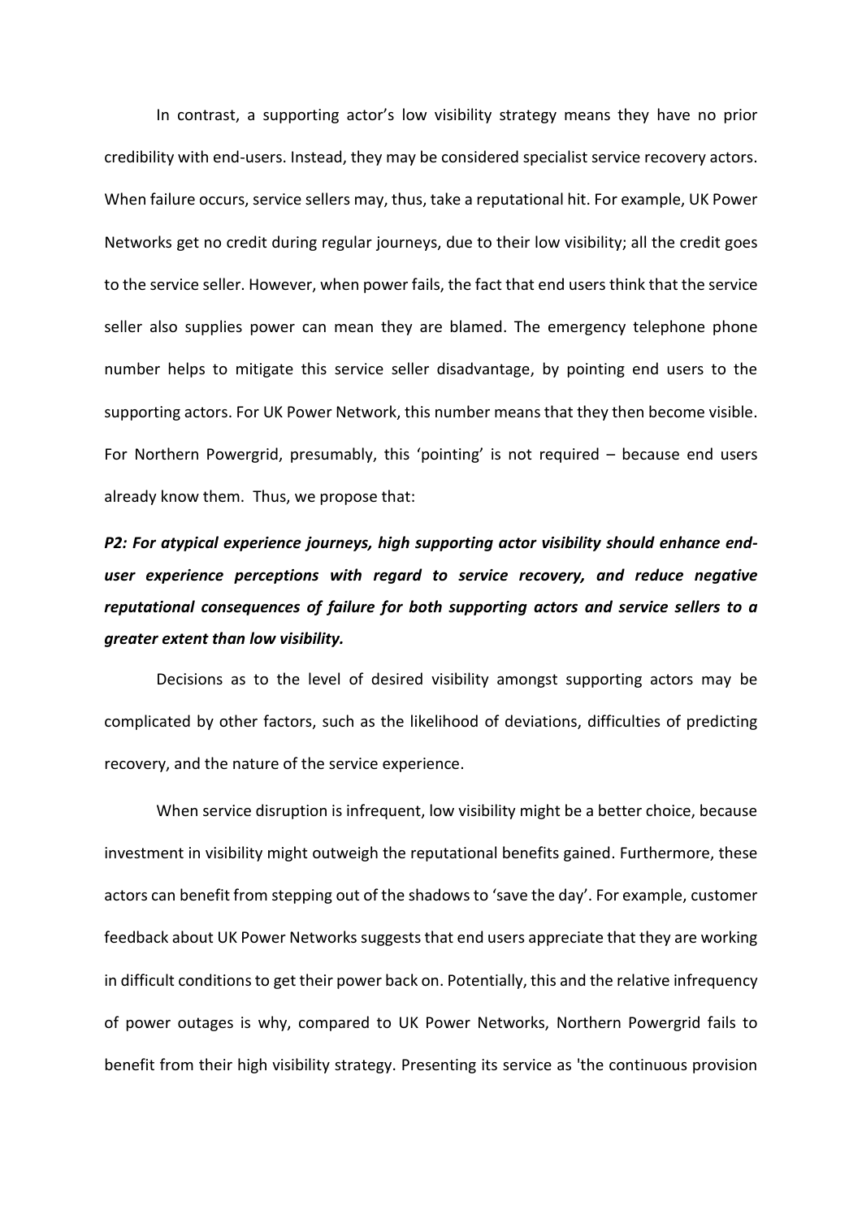In contrast, a supporting actor's low visibility strategy means they have no prior credibility with end-users. Instead, they may be considered specialist service recovery actors. When failure occurs, service sellers may, thus, take a reputational hit. For example, UK Power Networks get no credit during regular journeys, due to their low visibility; all the credit goes to the service seller. However, when power fails, the fact that end users think that the service seller also supplies power can mean they are blamed. The emergency telephone phone number helps to mitigate this service seller disadvantage, by pointing end users to the supporting actors. For UK Power Network, this number means that they then become visible. For Northern Powergrid, presumably, this 'pointing' is not required – because end users already know them. Thus, we propose that:

***P2: For atypical experience journeys, high supporting actor visibility should enhance end-user experience perceptions with regard to service recovery, and reduce negative reputational consequences of failure for both supporting actors and service sellers to a greater extent than low visibility.***

Decisions as to the level of desired visibility amongst supporting actors may be complicated by other factors, such as the likelihood of deviations, difficulties of predicting recovery, and the nature of the service experience.

When service disruption is infrequent, low visibility might be a better choice, because investment in visibility might outweigh the reputational benefits gained. Furthermore, these actors can benefit from stepping out of the shadows to 'save the day'. For example, customer feedback about UK Power Networks suggests that end users appreciate that they are working in difficult conditions to get their power back on. Potentially, this and the relative infrequency of power outages is why, compared to UK Power Networks, Northern Powergrid fails to benefit from their high visibility strategy. Presenting its service as 'the continuous provision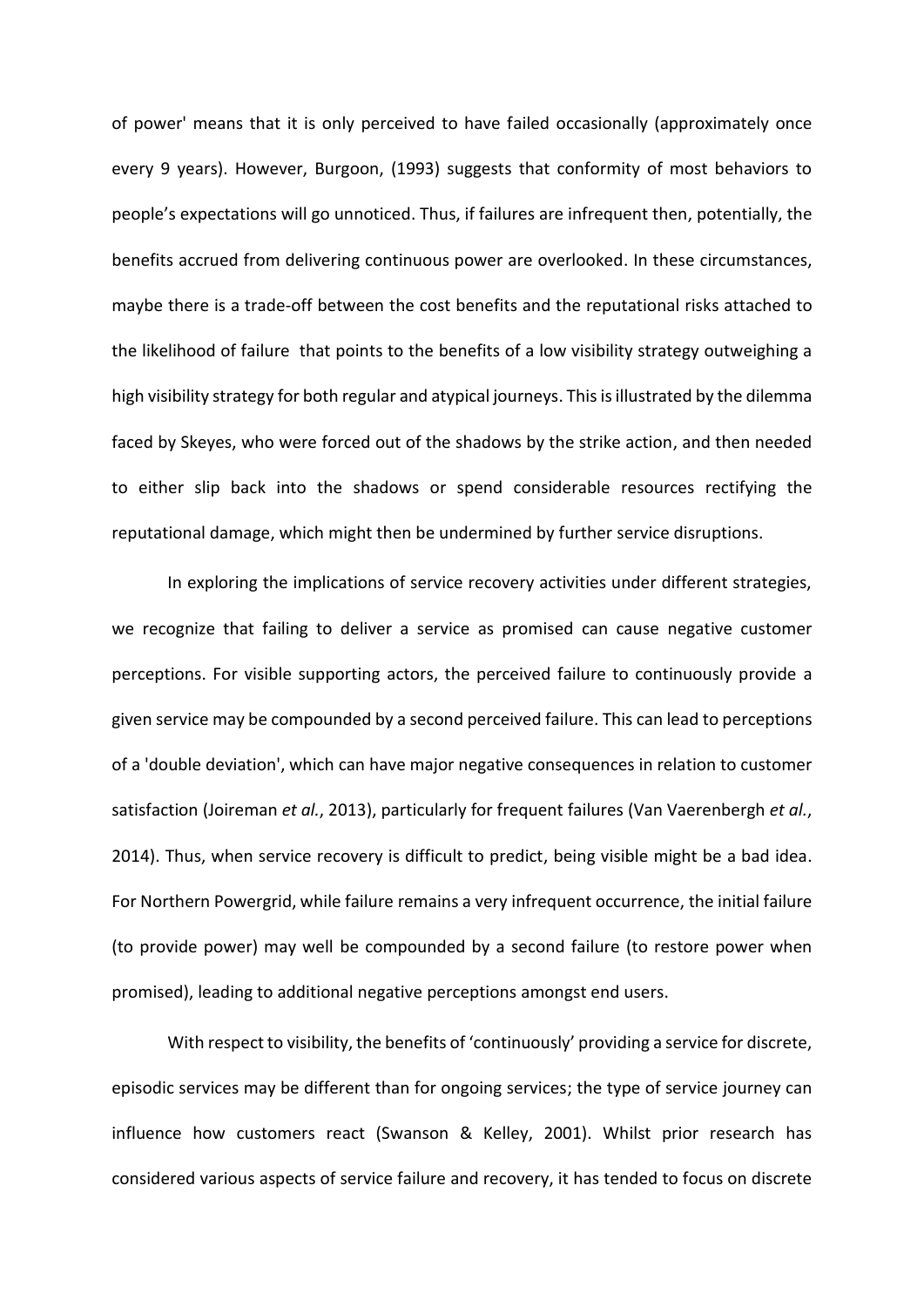of power' means that it is only perceived to have failed occasionally (approximately once every 9 years). However, Burgoon, (1993) suggests that conformity of most behaviors to people's expectations will go unnoticed. Thus, if failures are infrequent then, potentially, the benefits accrued from delivering continuous power are overlooked. In these circumstances, maybe there is a trade-off between the cost benefits and the reputational risks attached to the likelihood of failure that points to the benefits of a low visibility strategy outweighing a high visibility strategy for both regular and atypical journeys. This is illustrated by the dilemma faced by Skeyes, who were forced out of the shadows by the strike action, and then needed to either slip back into the shadows or spend considerable resources rectifying the reputational damage, which might then be undermined by further service disruptions.

In exploring the implications of service recovery activities under different strategies, we recognize that failing to deliver a service as promised can cause negative customer perceptions. For visible supporting actors, the perceived failure to continuously provide a given service may be compounded by a second perceived failure. This can lead to perceptions of a 'double deviation', which can have major negative consequences in relation to customer satisfaction (Joireman *et al.*, 2013), particularly for frequent failures (Van Vaerenbergh *et al.*, 2014). Thus, when service recovery is difficult to predict, being visible might be a bad idea. For Northern Powergrid, while failure remains a very infrequent occurrence, the initial failure (to provide power) may well be compounded by a second failure (to restore power when promised), leading to additional negative perceptions amongst end users.

With respect to visibility, the benefits of 'continuously' providing a service for discrete, episodic services may be different than for ongoing services; the type of service journey can influence how customers react (Swanson & Kelley, 2001). Whilst prior research has considered various aspects of service failure and recovery, it has tended to focus on discrete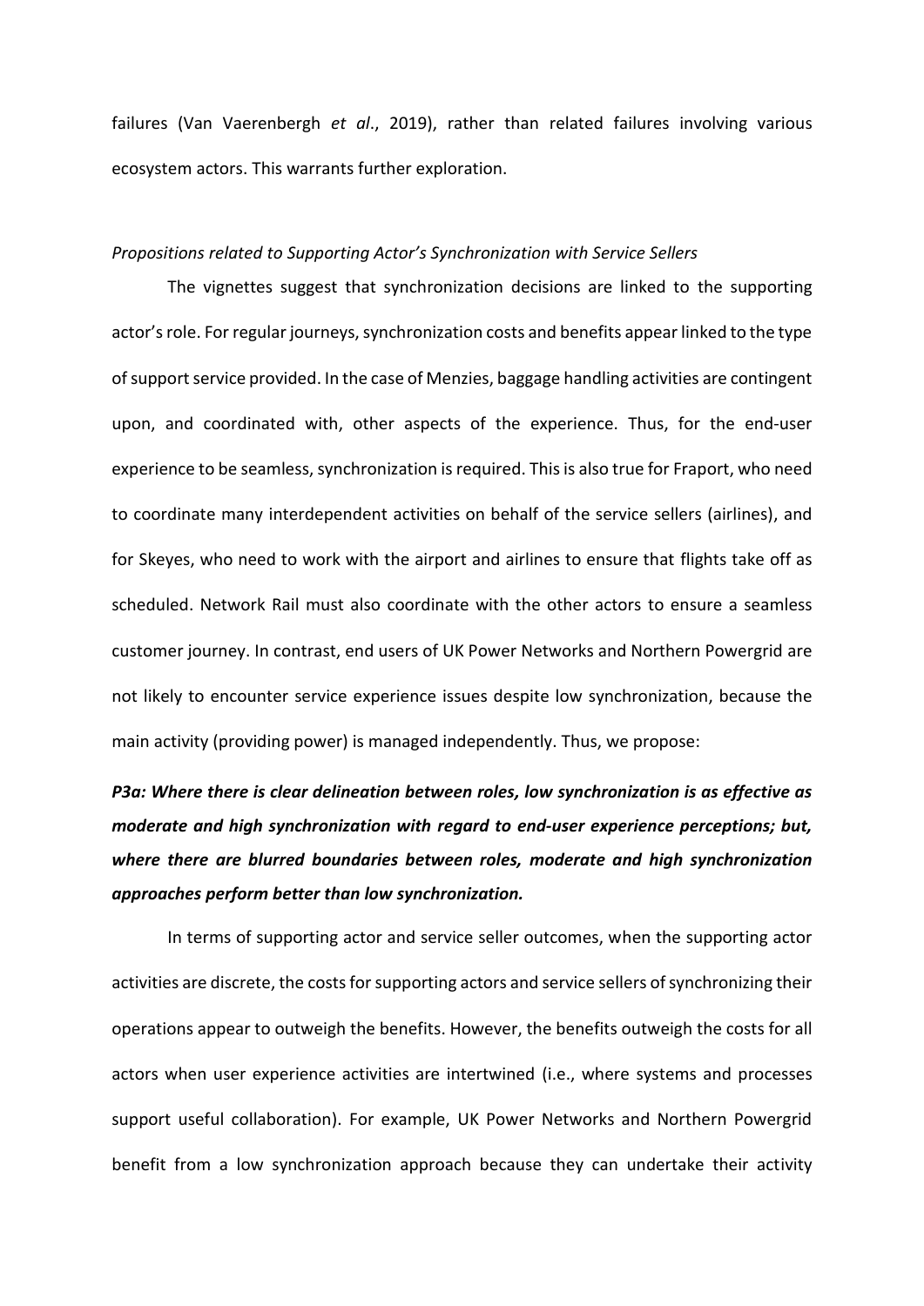failures (Van Vaerenbergh *et al*., 2019), rather than related failures involving various ecosystem actors. This warrants further exploration.

*Propositions related to Supporting Actor's Synchronization with Service Sellers*

The vignettes suggest that synchronization decisions are linked to the supporting actor's role. For regular journeys, synchronization costs and benefits appear linked to the type of support service provided. In the case of Menzies, baggage handling activities are contingent upon, and coordinated with, other aspects of the experience. Thus, for the end-user experience to be seamless, synchronization is required. This is also true for Fraport, who need to coordinate many interdependent activities on behalf of the service sellers (airlines), and for Skeyes, who need to work with the airport and airlines to ensure that flights take off as scheduled. Network Rail must also coordinate with the other actors to ensure a seamless customer journey. In contrast, end users of UK Power Networks and Northern Powergrid are not likely to encounter service experience issues despite low synchronization, because the main activity (providing power) is managed independently. Thus, we propose:

***P3a: Where there is clear delineation between roles, low synchronization is as effective as moderate and high synchronization with regard to end-user experience perceptions; but, where there are blurred boundaries between roles, moderate and high synchronization approaches perform better than low synchronization.***

In terms of supporting actor and service seller outcomes, when the supporting actor activities are discrete, the costs for supporting actors and service sellers of synchronizing their operations appear to outweigh the benefits. However, the benefits outweigh the costs for all actors when user experience activities are intertwined (i.e., where systems and processes support useful collaboration). For example, UK Power Networks and Northern Powergrid benefit from a low synchronization approach because they can undertake their activity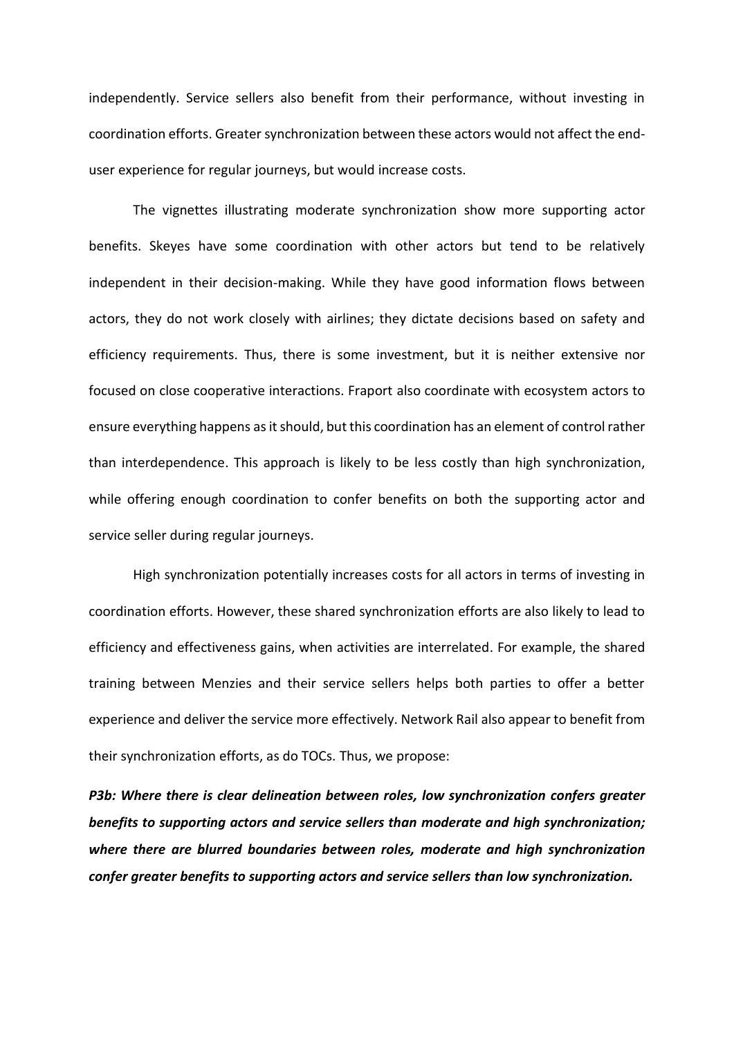independently. Service sellers also benefit from their performance, without investing in coordination efforts. Greater synchronization between these actors would not affect the end-user experience for regular journeys, but would increase costs.

The vignettes illustrating moderate synchronization show more supporting actor benefits. Skeyes have some coordination with other actors but tend to be relatively independent in their decision-making. While they have good information flows between actors, they do not work closely with airlines; they dictate decisions based on safety and efficiency requirements. Thus, there is some investment, but it is neither extensive nor focused on close cooperative interactions. Fraport also coordinate with ecosystem actors to ensure everything happens as it should, but this coordination has an element of control rather than interdependence. This approach is likely to be less costly than high synchronization, while offering enough coordination to confer benefits on both the supporting actor and service seller during regular journeys.

High synchronization potentially increases costs for all actors in terms of investing in coordination efforts. However, these shared synchronization efforts are also likely to lead to efficiency and effectiveness gains, when activities are interrelated. For example, the shared training between Menzies and their service sellers helps both parties to offer a better experience and deliver the service more effectively. Network Rail also appear to benefit from their synchronization efforts, as do TOCs. Thus, we propose:

***P3b: Where there is clear delineation between roles, low synchronization confers greater benefits to supporting actors and service sellers than moderate and high synchronization; where there are blurred boundaries between roles, moderate and high synchronization confer greater benefits to supporting actors and service sellers than low synchronization.***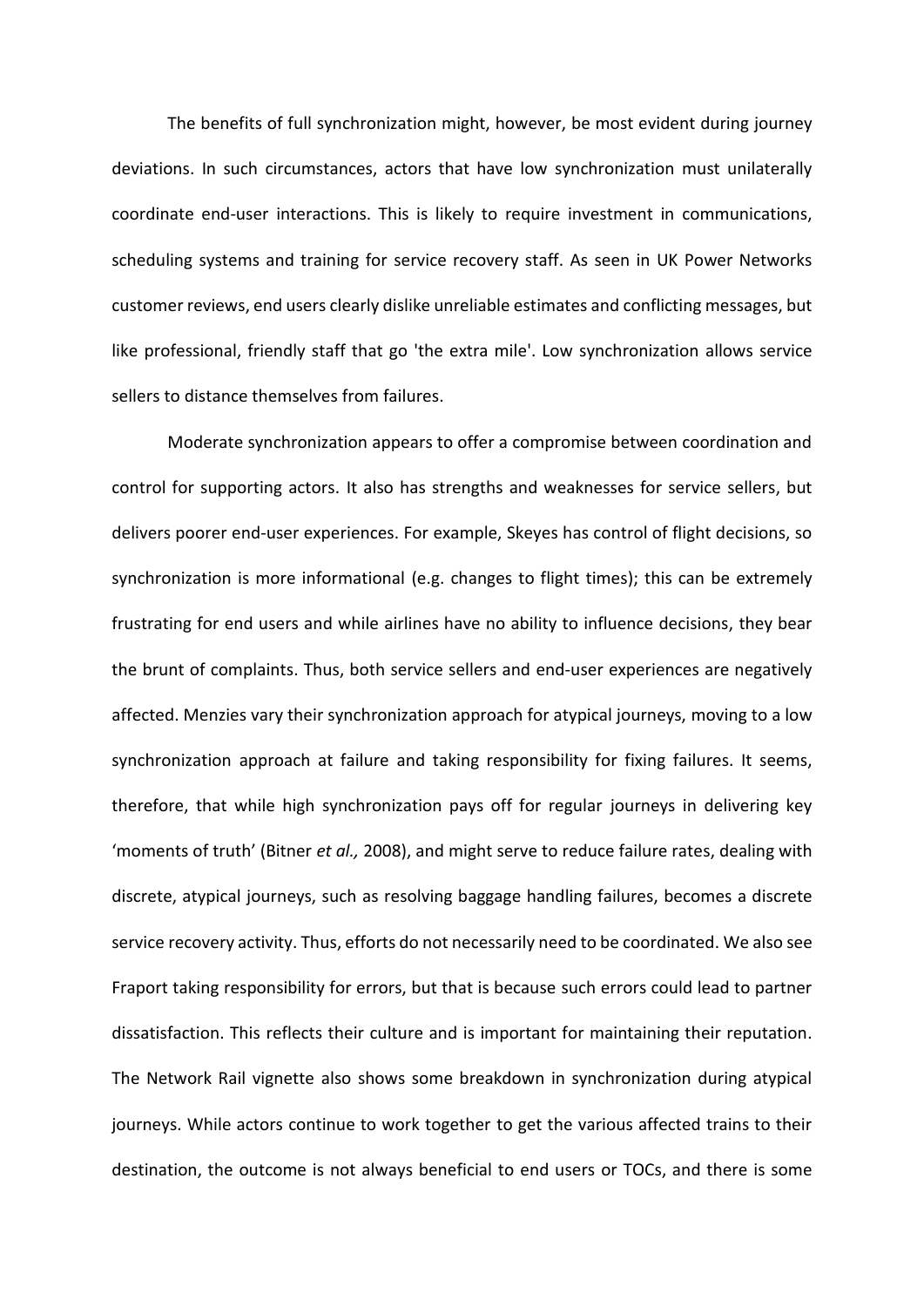The benefits of full synchronization might, however, be most evident during journey deviations. In such circumstances, actors that have low synchronization must unilaterally coordinate end-user interactions. This is likely to require investment in communications, scheduling systems and training for service recovery staff. As seen in UK Power Networks customer reviews, end users clearly dislike unreliable estimates and conflicting messages, but like professional, friendly staff that go 'the extra mile'. Low synchronization allows service sellers to distance themselves from failures.

Moderate synchronization appears to offer a compromise between coordination and control for supporting actors. It also has strengths and weaknesses for service sellers, but delivers poorer end-user experiences. For example, Skeyes has control of flight decisions, so synchronization is more informational (e.g. changes to flight times); this can be extremely frustrating for end users and while airlines have no ability to influence decisions, they bear the brunt of complaints. Thus, both service sellers and end-user experiences are negatively affected. Menzies vary their synchronization approach for atypical journeys, moving to a low synchronization approach at failure and taking responsibility for fixing failures. It seems, therefore, that while high synchronization pays off for regular journeys in delivering key 'moments of truth' (Bitner *et al.,* 2008), and might serve to reduce failure rates, dealing with discrete, atypical journeys, such as resolving baggage handling failures, becomes a discrete service recovery activity. Thus, efforts do not necessarily need to be coordinated. We also see Fraport taking responsibility for errors, but that is because such errors could lead to partner dissatisfaction. This reflects their culture and is important for maintaining their reputation. The Network Rail vignette also shows some breakdown in synchronization during atypical journeys. While actors continue to work together to get the various affected trains to their destination, the outcome is not always beneficial to end users or TOCs, and there is some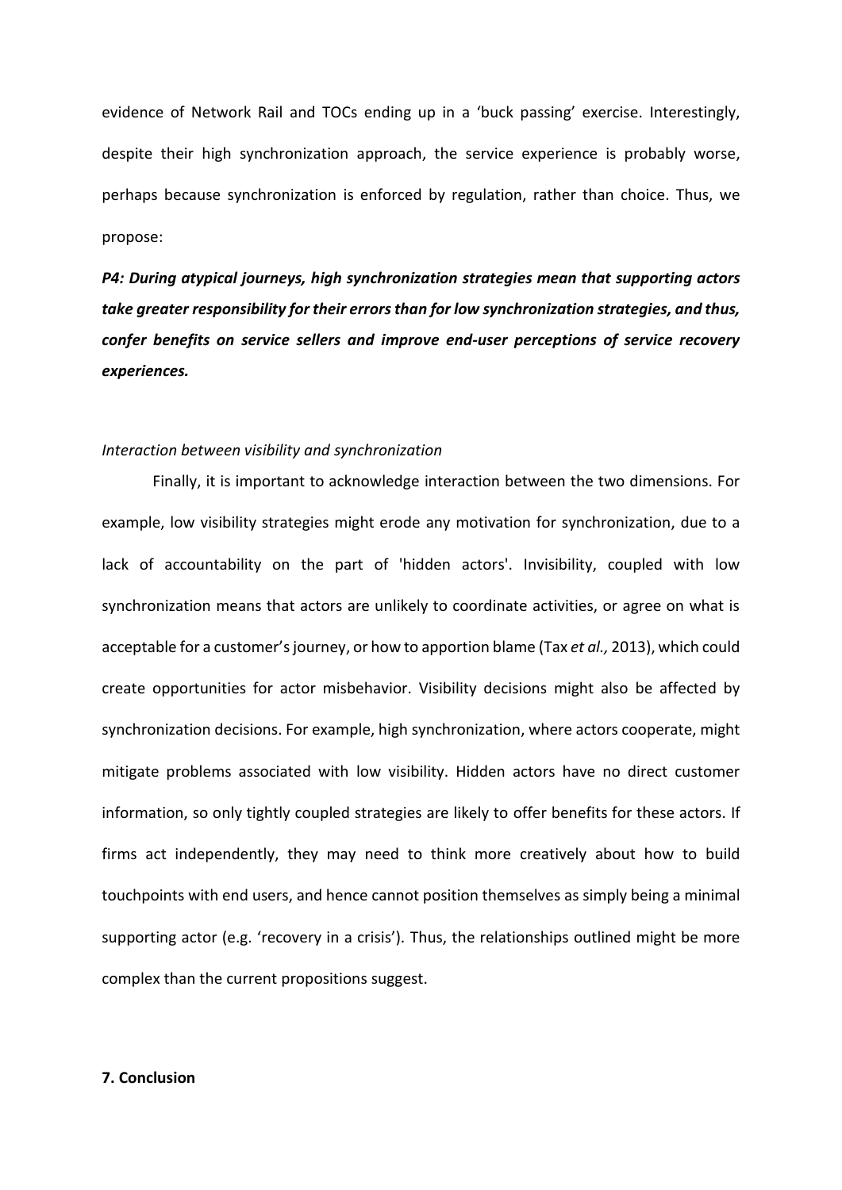evidence of Network Rail and TOCs ending up in a 'buck passing' exercise. Interestingly, despite their high synchronization approach, the service experience is probably worse, perhaps because synchronization is enforced by regulation, rather than choice. Thus, we propose:

***P4: During atypical journeys, high synchronization strategies mean that supporting actors take greater responsibility for their errors than for low synchronization strategies, and thus, confer benefits on service sellers and improve end-user perceptions of service recovery experiences.***

*Interaction between visibility and synchronization*

Finally, it is important to acknowledge interaction between the two dimensions. For example, low visibility strategies might erode any motivation for synchronization, due to a lack of accountability on the part of 'hidden actors'. Invisibility, coupled with low synchronization means that actors are unlikely to coordinate activities, or agree on what is acceptable for a customer's journey, or how to apportion blame (Tax *et al.,* 2013), which could create opportunities for actor misbehavior. Visibility decisions might also be affected by synchronization decisions. For example, high synchronization, where actors cooperate, might mitigate problems associated with low visibility. Hidden actors have no direct customer information, so only tightly coupled strategies are likely to offer benefits for these actors. If firms act independently, they may need to think more creatively about how to build touchpoints with end users, and hence cannot position themselves as simply being a minimal supporting actor (e.g. 'recovery in a crisis'). Thus, the relationships outlined might be more complex than the current propositions suggest.

## 7. Conclusion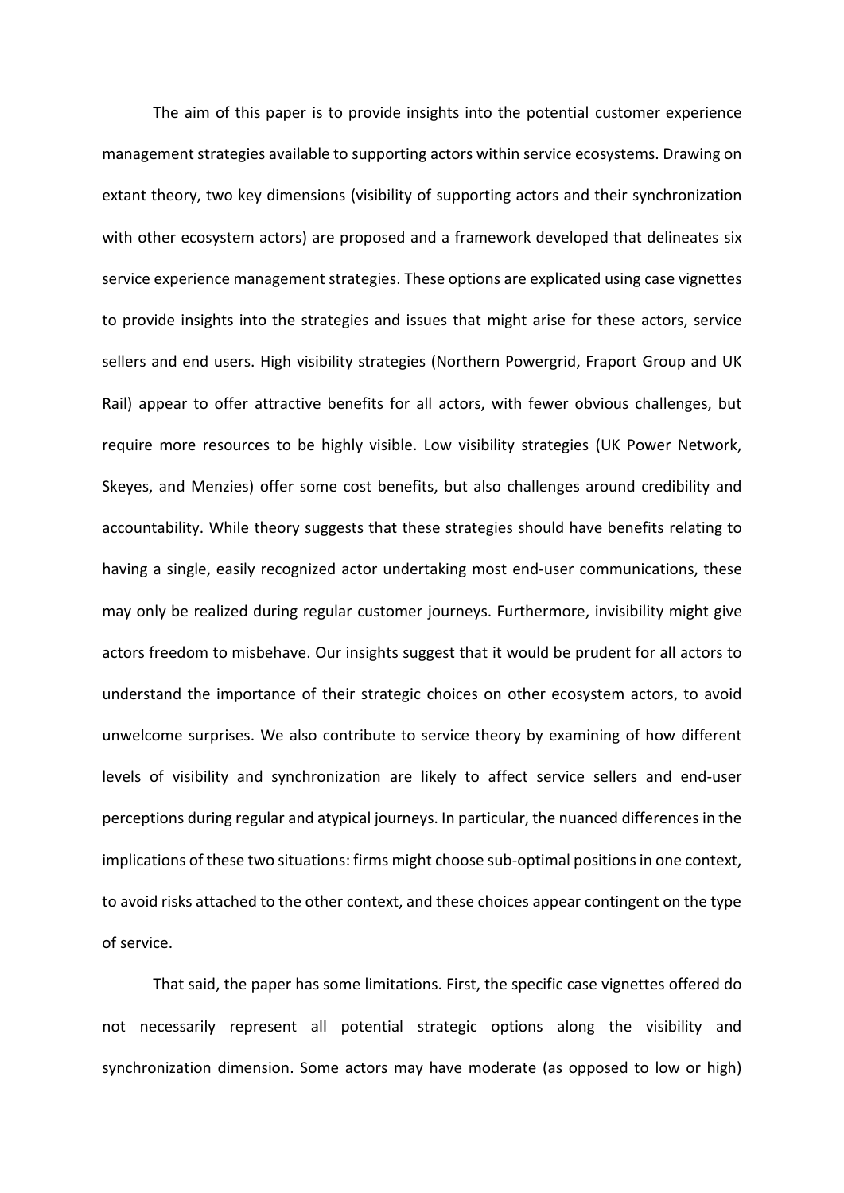The aim of this paper is to provide insights into the potential customer experience management strategies available to supporting actors within service ecosystems. Drawing on extant theory, two key dimensions (visibility of supporting actors and their synchronization with other ecosystem actors) are proposed and a framework developed that delineates six service experience management strategies. These options are explicated using case vignettes to provide insights into the strategies and issues that might arise for these actors, service sellers and end users. High visibility strategies (Northern Powergrid, Fraport Group and UK Rail) appear to offer attractive benefits for all actors, with fewer obvious challenges, but require more resources to be highly visible. Low visibility strategies (UK Power Network, Skeyes, and Menzies) offer some cost benefits, but also challenges around credibility and accountability. While theory suggests that these strategies should have benefits relating to having a single, easily recognized actor undertaking most end-user communications, these may only be realized during regular customer journeys. Furthermore, invisibility might give actors freedom to misbehave. Our insights suggest that it would be prudent for all actors to understand the importance of their strategic choices on other ecosystem actors, to avoid unwelcome surprises. We also contribute to service theory by examining of how different levels of visibility and synchronization are likely to affect service sellers and end-user perceptions during regular and atypical journeys. In particular, the nuanced differences in the implications of these two situations: firms might choose sub-optimal positions in one context, to avoid risks attached to the other context, and these choices appear contingent on the type of service.

That said, the paper has some limitations. First, the specific case vignettes offered do not necessarily represent all potential strategic options along the visibility and synchronization dimension. Some actors may have moderate (as opposed to low or high)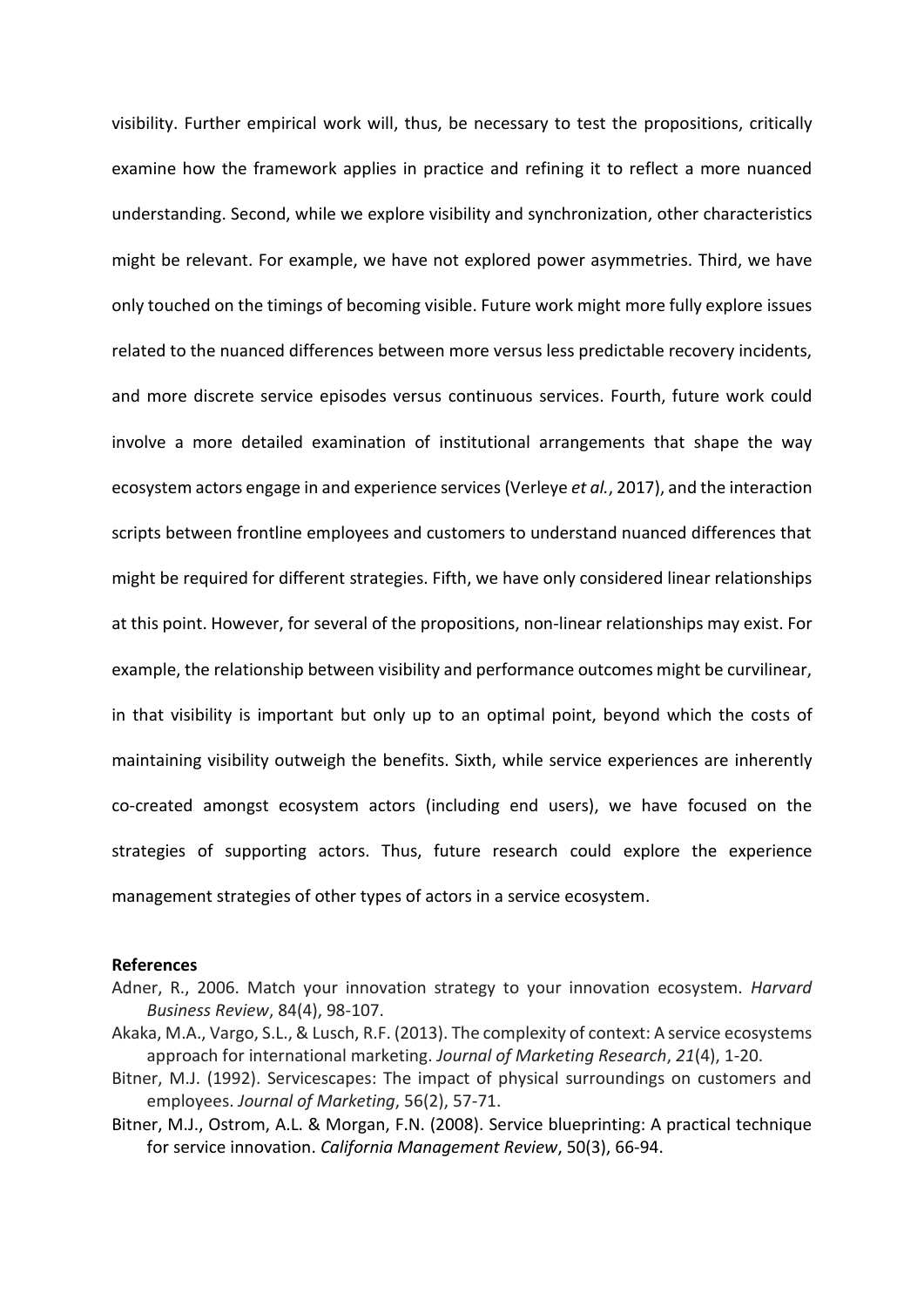visibility. Further empirical work will, thus, be necessary to test the propositions, critically examine how the framework applies in practice and refining it to reflect a more nuanced understanding. Second, while we explore visibility and synchronization, other characteristics might be relevant. For example, we have not explored power asymmetries. Third, we have only touched on the timings of becoming visible. Future work might more fully explore issues related to the nuanced differences between more versus less predictable recovery incidents, and more discrete service episodes versus continuous services. Fourth, future work could involve a more detailed examination of institutional arrangements that shape the way ecosystem actors engage in and experience services (Verleye *et al.*, 2017), and the interaction scripts between frontline employees and customers to understand nuanced differences that might be required for different strategies. Fifth, we have only considered linear relationships at this point. However, for several of the propositions, non-linear relationships may exist. For example, the relationship between visibility and performance outcomes might be curvilinear, in that visibility is important but only up to an optimal point, beyond which the costs of maintaining visibility outweigh the benefits. Sixth, while service experiences are inherently co-created amongst ecosystem actors (including end users), we have focused on the strategies of supporting actors. Thus, future research could explore the experience management strategies of other types of actors in a service ecosystem.

**References**

Adner, R., 2006. Match your innovation strategy to your innovation ecosystem. *Harvard Business Review*, 84(4), 98-107.

Akaka, M.A., Vargo, S.L., & Lusch, R.F. (2013). The complexity of context: A service ecosystems approach for international marketing. *Journal of Marketing Research*, *21*(4), 1-20.

Bitner, M.J. (1992). Servicescapes: The impact of physical surroundings on customers and employees. *Journal of Marketing*, 56(2), 57-71.

Bitner, M.J., Ostrom, A.L. & Morgan, F.N. (2008). Service blueprinting: A practical technique for service innovation. *California Management Review*, 50(3), 66-94.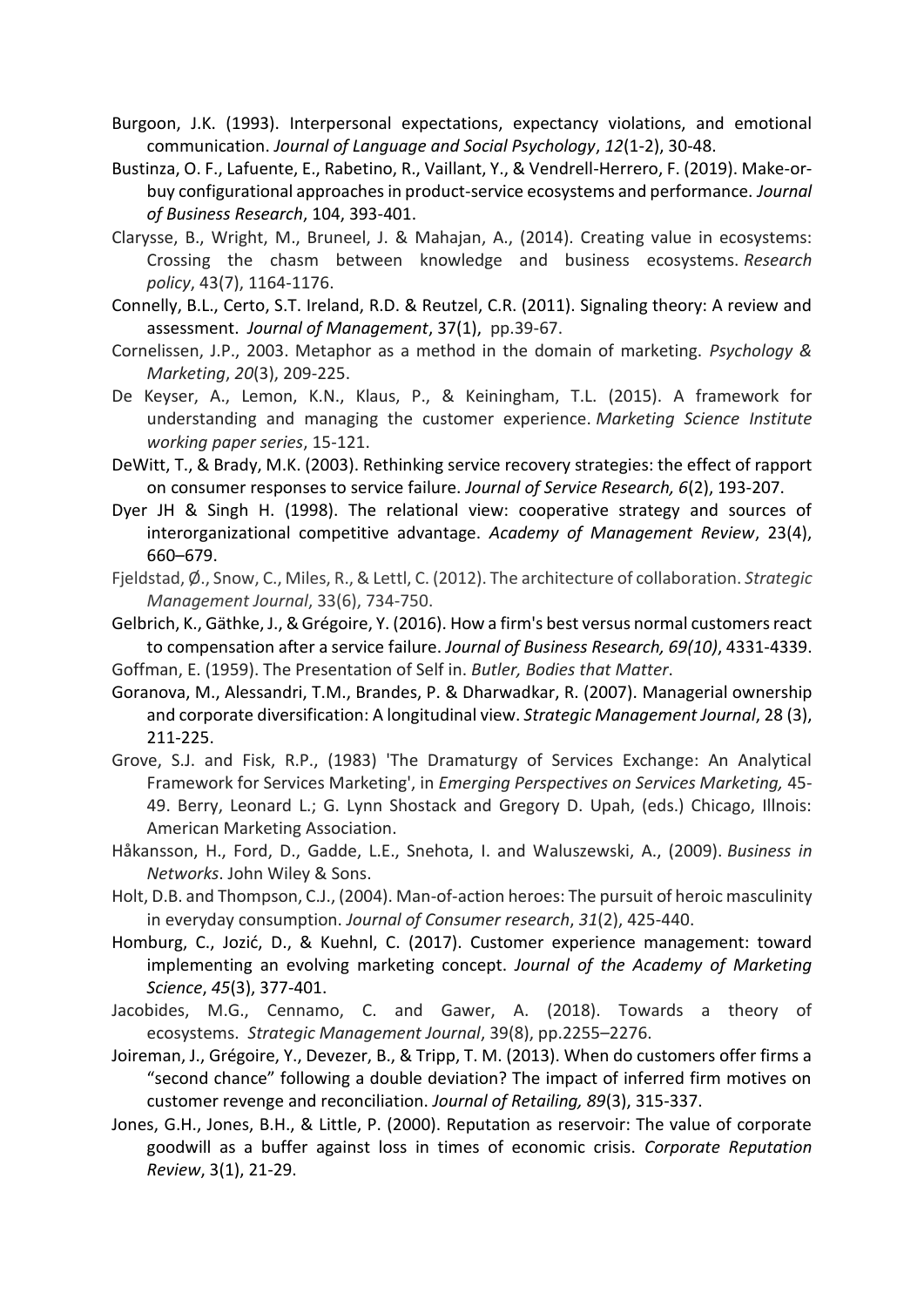Burgoon, J.K. (1993). Interpersonal expectations, expectancy violations, and emotional communication. *Journal of Language and Social Psychology*, *12*(1-2), 30-48.

Bustinza, O. F., Lafuente, E., Rabetino, R., Vaillant, Y., & Vendrell-Herrero, F. (2019). Make-or-buy configurational approaches in product-service ecosystems and performance. *Journal of Business Research*, 104, 393-401.

Clarysse, B., Wright, M., Bruneel, J. & Mahajan, A., (2014). Creating value in ecosystems: Crossing the chasm between knowledge and business ecosystems. *Research policy*, 43(7), 1164-1176.

Connelly, B.L., Certo, S.T. Ireland, R.D. & Reutzel, C.R. (2011). Signaling theory: A review and assessment. *Journal of Management*, 37(1), pp.39-67.

Cornelissen, J.P., 2003. Metaphor as a method in the domain of marketing. *Psychology & Marketing*, *20*(3), 209-225.

De Keyser, A., Lemon, K.N., Klaus, P., & Keiningham, T.L. (2015). A framework for understanding and managing the customer experience. *Marketing Science Institute working paper series*, 15-121.

DeWitt, T., & Brady, M.K. (2003). Rethinking service recovery strategies: the effect of rapport on consumer responses to service failure. *Journal of Service Research, 6*(2), 193-207.

Dyer JH & Singh H. (1998). The relational view: cooperative strategy and sources of interorganizational competitive advantage. *Academy of Management Review*, 23(4), 660–679.

Fjeldstad, Ø., Snow, C., Miles, R., & Lettl, C. (2012). The architecture of collaboration. *Strategic Management Journal*, 33(6), 734-750.

Gelbrich, K., Gäthke, J., & Grégoire, Y. (2016). How a firm's best versus normal customers react to compensation after a service failure. *Journal of Business Research, 69(10)*, 4331-4339.

Goffman, E. (1959). The Presentation of Self in. *Butler, Bodies that Matter*.

Goranova, M., Alessandri, T.M., Brandes, P. & Dharwadkar, R. (2007). Managerial ownership and corporate diversification: A longitudinal view. *Strategic Management Journal*, 28 (3), 211-225.

Grove, S.J. and Fisk, R.P., (1983) 'The Dramaturgy of Services Exchange: An Analytical Framework for Services Marketing', in *Emerging Perspectives on Services Marketing,* 45-49. Berry, Leonard L.; G. Lynn Shostack and Gregory D. Upah, (eds.) Chicago, Illnois: American Marketing Association.

Håkansson, H., Ford, D., Gadde, L.E., Snehota, I. and Waluszewski, A., (2009). *Business in Networks*. John Wiley & Sons.

Holt, D.B. and Thompson, C.J., (2004). Man-of-action heroes: The pursuit of heroic masculinity in everyday consumption. *Journal of Consumer research*, *31*(2), 425-440.

Homburg, C., Jozić, D., & Kuehnl, C. (2017). Customer experience management: toward implementing an evolving marketing concept. *Journal of the Academy of Marketing Science*, *45*(3), 377-401.

Jacobides, M.G., Cennamo, C. and Gawer, A. (2018). Towards a theory of ecosystems. *Strategic Management Journal*, 39(8), pp.2255–2276.

Joireman, J., Grégoire, Y., Devezer, B., & Tripp, T. M. (2013). When do customers offer firms a "second chance" following a double deviation? The impact of inferred firm motives on customer revenge and reconciliation. *Journal of Retailing, 89*(3), 315-337.

Jones, G.H., Jones, B.H., & Little, P. (2000). Reputation as reservoir: The value of corporate goodwill as a buffer against loss in times of economic crisis. *Corporate Reputation Review*, 3(1), 21-29.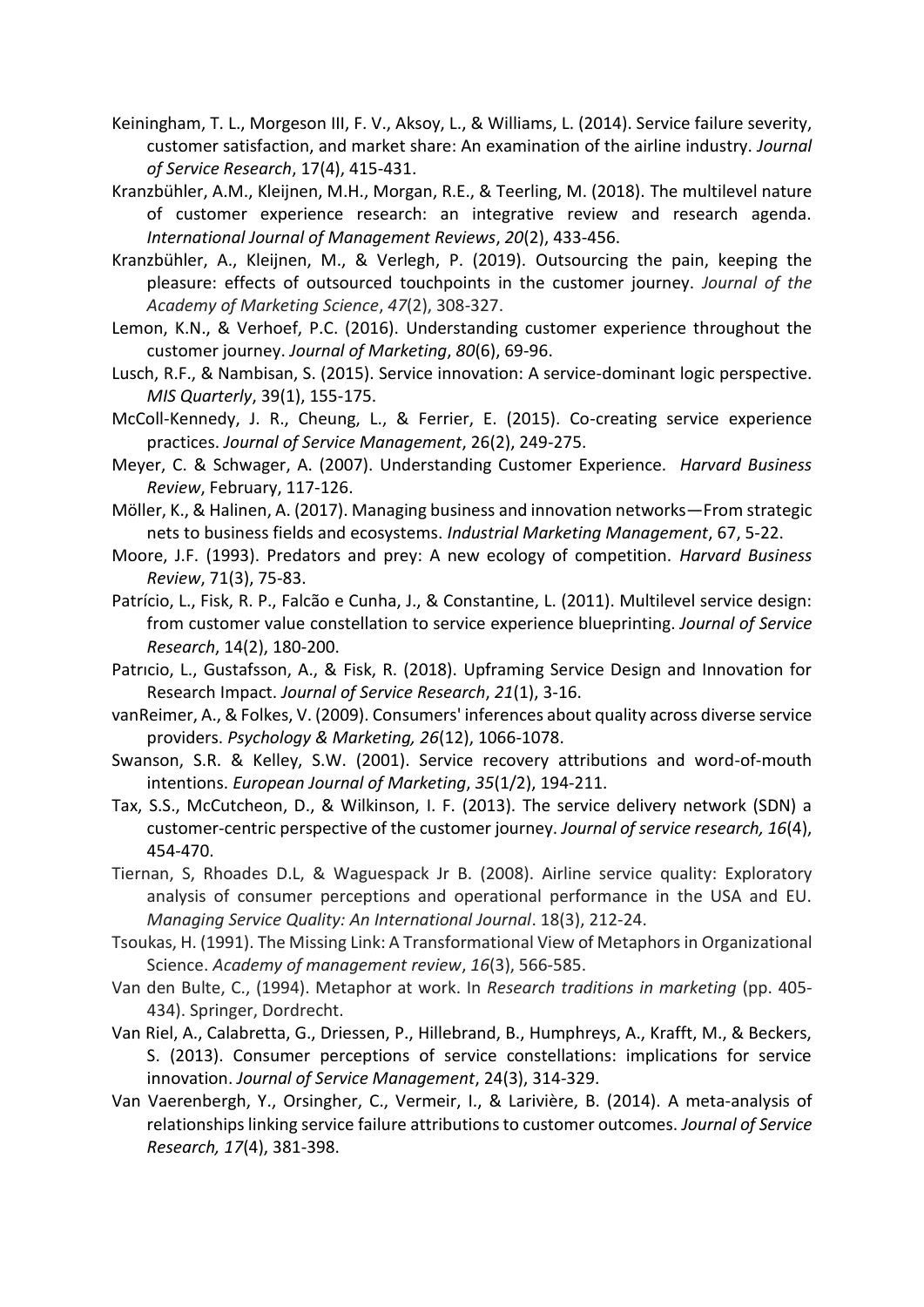Keiningham, T. L., Morgeson III, F. V., Aksoy, L., & Williams, L. (2014). Service failure severity, customer satisfaction, and market share: An examination of the airline industry. *Journal of Service Research*, 17(4), 415-431.

Kranzbühler, A.M., Kleijnen, M.H., Morgan, R.E., & Teerling, M. (2018). The multilevel nature of customer experience research: an integrative review and research agenda. *International Journal of Management Reviews*, *20*(2), 433-456.

Kranzbühler, A., Kleijnen, M., & Verlegh, P. (2019). Outsourcing the pain, keeping the pleasure: effects of outsourced touchpoints in the customer journey. *Journal of the Academy of Marketing Science*, *47*(2), 308-327.

Lemon, K.N., & Verhoef, P.C. (2016). Understanding customer experience throughout the customer journey. *Journal of Marketing*, *80*(6), 69-96.

Lusch, R.F., & Nambisan, S. (2015). Service innovation: A service-dominant logic perspective. *MIS Quarterly*, 39(1), 155-175.

McColl-Kennedy, J. R., Cheung, L., & Ferrier, E. (2015). Co-creating service experience practices. *Journal of Service Management*, 26(2), 249-275.

Meyer, C. & Schwager, A. (2007). Understanding Customer Experience. *Harvard Business Review*, February, 117-126.

Möller, K., & Halinen, A. (2017). Managing business and innovation networks—From strategic nets to business fields and ecosystems. *Industrial Marketing Management*, 67, 5-22.

Moore, J.F. (1993). Predators and prey: A new ecology of competition. *Harvard Business Review*, 71(3), 75-83.

Patrício, L., Fisk, R. P., Falcão e Cunha, J., & Constantine, L. (2011). Multilevel service design: from customer value constellation to service experience blueprinting. *Journal of Service Research*, 14(2), 180-200.

Patrıcio, L., Gustafsson, A., & Fisk, R. (2018). Upframing Service Design and Innovation for Research Impact. *Journal of Service Research*, *21*(1), 3-16.

vanReimer, A., & Folkes, V. (2009). Consumers' inferences about quality across diverse service providers. *Psychology & Marketing, 26*(12), 1066-1078.

Swanson, S.R. & Kelley, S.W. (2001). Service recovery attributions and word-of-mouth intentions. *European Journal of Marketing*, *35*(1/2), 194-211.

Tax, S.S., McCutcheon, D., & Wilkinson, I. F. (2013). The service delivery network (SDN) a customer-centric perspective of the customer journey. *Journal of service research, 16*(4), 454-470.

Tiernan, S, Rhoades D.L, & Waguespack Jr B. (2008). Airline service quality: Exploratory analysis of consumer perceptions and operational performance in the USA and EU. *Managing Service Quality: An International Journal*. 18(3), 212-24.

Tsoukas, H. (1991). The Missing Link: A Transformational View of Metaphors in Organizational Science. *Academy of management review*, *16*(3), 566-585.

Van den Bulte, C., (1994). Metaphor at work. In *Research traditions in marketing* (pp. 405-434). Springer, Dordrecht.

Van Riel, A., Calabretta, G., Driessen, P., Hillebrand, B., Humphreys, A., Krafft, M., & Beckers, S. (2013). Consumer perceptions of service constellations: implications for service innovation. *Journal of Service Management*, 24(3), 314-329.

Van Vaerenbergh, Y., Orsingher, C., Vermeir, I., & Larivière, B. (2014). A meta-analysis of relationships linking service failure attributions to customer outcomes. *Journal of Service Research, 17*(4), 381-398.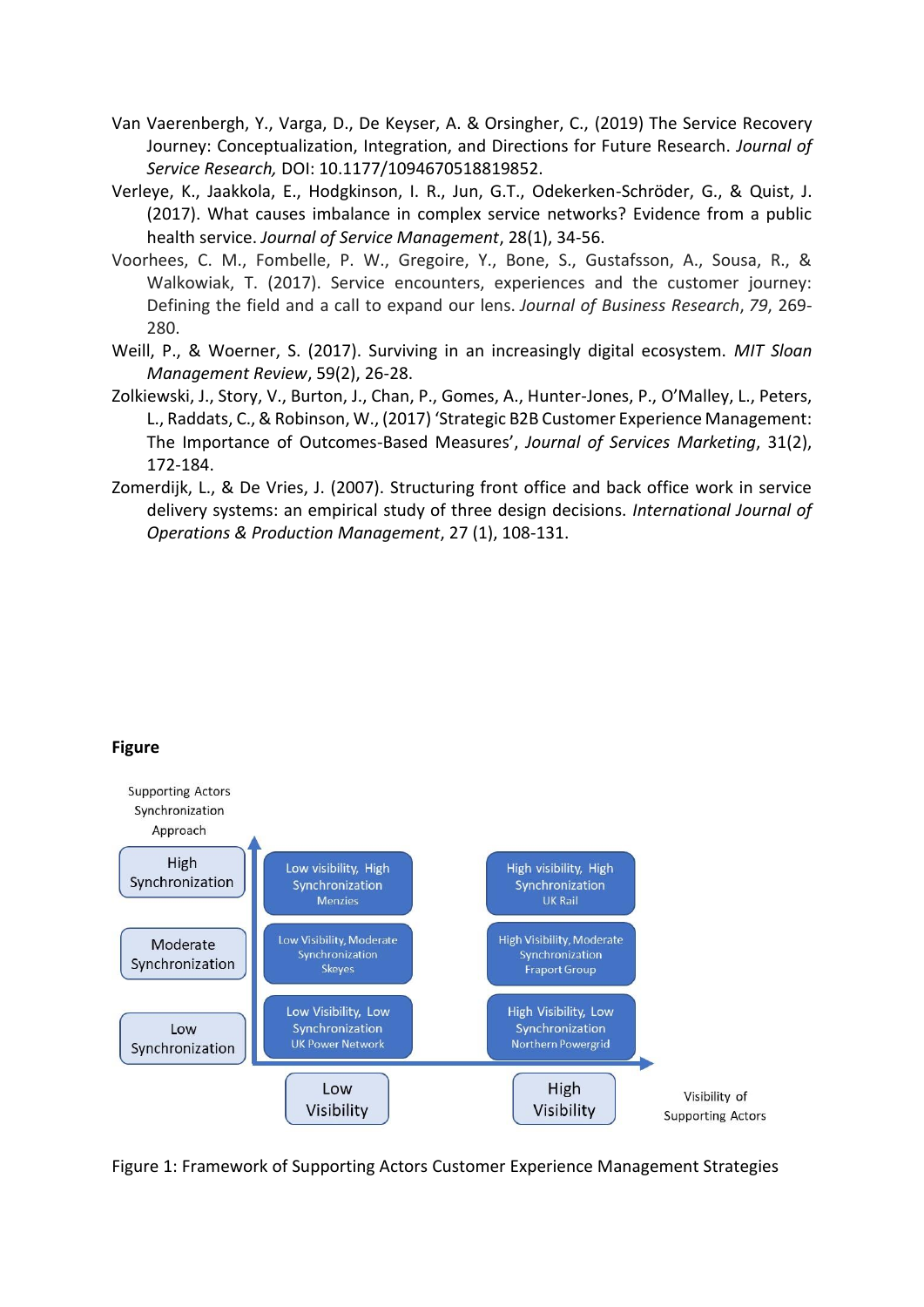Van Vaerenbergh, Y., Varga, D., De Keyser, A. & Orsingher, C., (2019) The Service Recovery Journey: Conceptualization, Integration, and Directions for Future Research. *Journal of Service Research,* DOI: 10.1177/1094670518819852.

Verleye, K., Jaakkola, E., Hodgkinson, I. R., Jun, G.T., Odekerken-Schröder, G., & Quist, J. (2017). What causes imbalance in complex service networks? Evidence from a public health service. *Journal of Service Management*, 28(1), 34-56.

Voorhees, C. M., Fombelle, P. W., Gregoire, Y., Bone, S., Gustafsson, A., Sousa, R., & Walkowiak, T. (2017). Service encounters, experiences and the customer journey: Defining the field and a call to expand our lens. *Journal of Business Research*, *79*, 269-280.

Weill, P., & Woerner, S. (2017). Surviving in an increasingly digital ecosystem. *MIT Sloan Management Review*, 59(2), 26-28.

Zolkiewski, J., Story, V., Burton, J., Chan, P., Gomes, A., Hunter-Jones, P., O'Malley, L., Peters, L., Raddats, C., & Robinson, W., (2017) 'Strategic B2B Customer Experience Management: The Importance of Outcomes-Based Measures', *Journal of Services Marketing*, 31(2), 172-184.

Zomerdijk, L., & De Vries, J. (2007). Structuring front office and back office work in service delivery systems: an empirical study of three design decisions. *International Journal of Operations & Production Management*, 27 (1), 108-131.

**Figure**

Supporting Actors Synchronization Approach

High Synchronization

Moderate Synchronization

Low Synchronization

Low visibility, High Synchronization
Menzies

High visibility, High Synchronization
UK Rail

Low Visibility, Moderate Synchronization
Skeyes

High Visibility, Moderate Synchronization
Fraport Group

Low Visibility, Low Synchronization
UK Power Network

High Visibility, Low Synchronization
Northern Powergrid

Low Visibility

High Visibility

Visibility of Supporting Actors

Figure 1: Framework of Supporting Actors Customer Experience Management Strategies